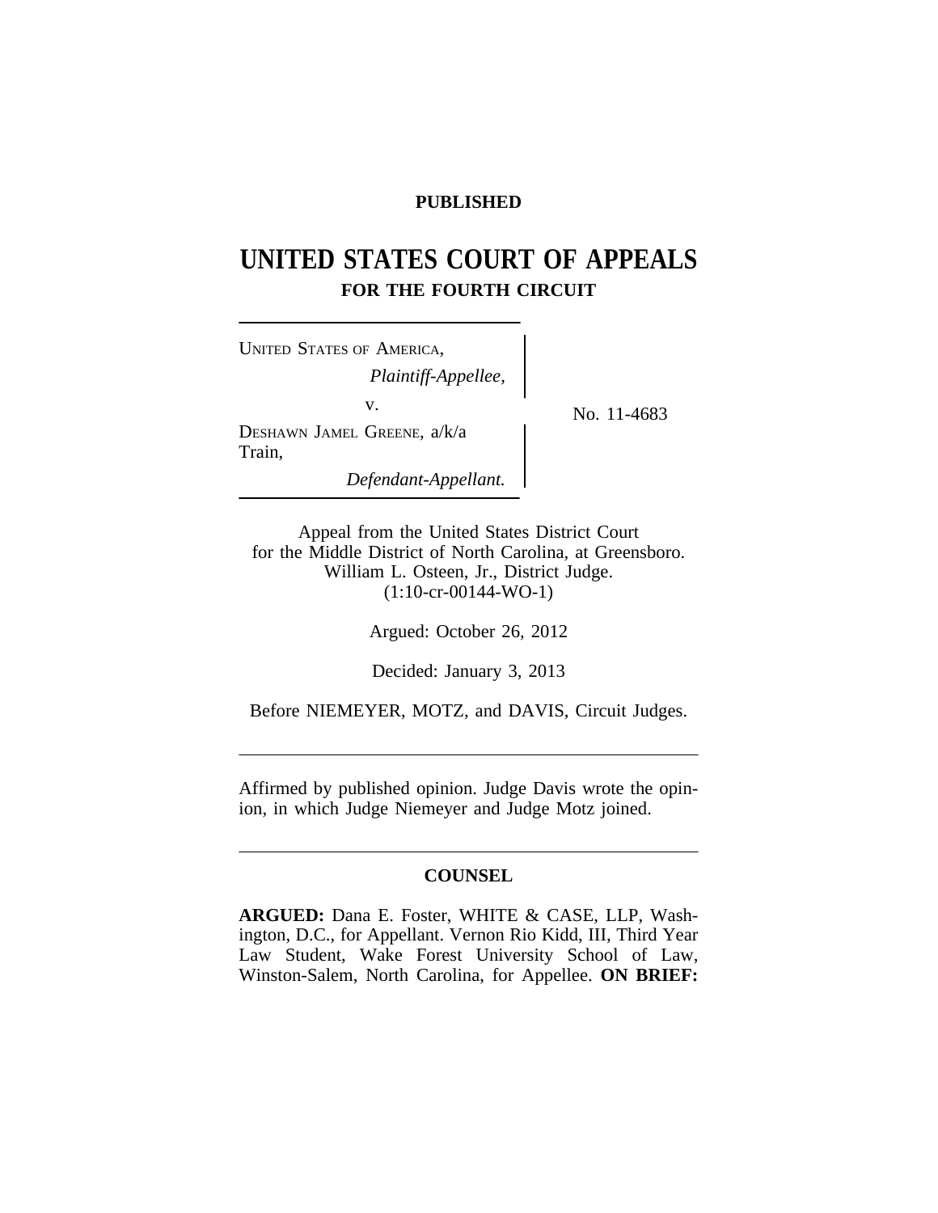**PUBLISHED**

# UNITED STATES COURT OF APPEALS
## FOR THE FOURTH CIRCUIT

---

UNITED STATES OF AMERICA,
*Plaintiff-Appellee,*

v.

DESHAWN JAMEL GREENE, a/k/a Train,
*Defendant-Appellant.*

No. 11-4683

---

Appeal from the United States District Court
for the Middle District of North Carolina, at Greensboro.
William L. Osteen, Jr., District Judge.
(1:10-cr-00144-WO-1)

Argued: October 26, 2012

Decided: January 3, 2013

Before NIEMEYER, MOTZ, and DAVIS, Circuit Judges.

---

Affirmed by published opinion. Judge Davis wrote the opinion, in which Judge Niemeyer and Judge Motz joined.

---

**COUNSEL**

**ARGUED:** Dana E. Foster, WHITE & CASE, LLP, Washington, D.C., for Appellant. Vernon Rio Kidd, III, Third Year Law Student, Wake Forest University School of Law, Winston-Salem, North Carolina, for Appellee. **ON BRIEF:**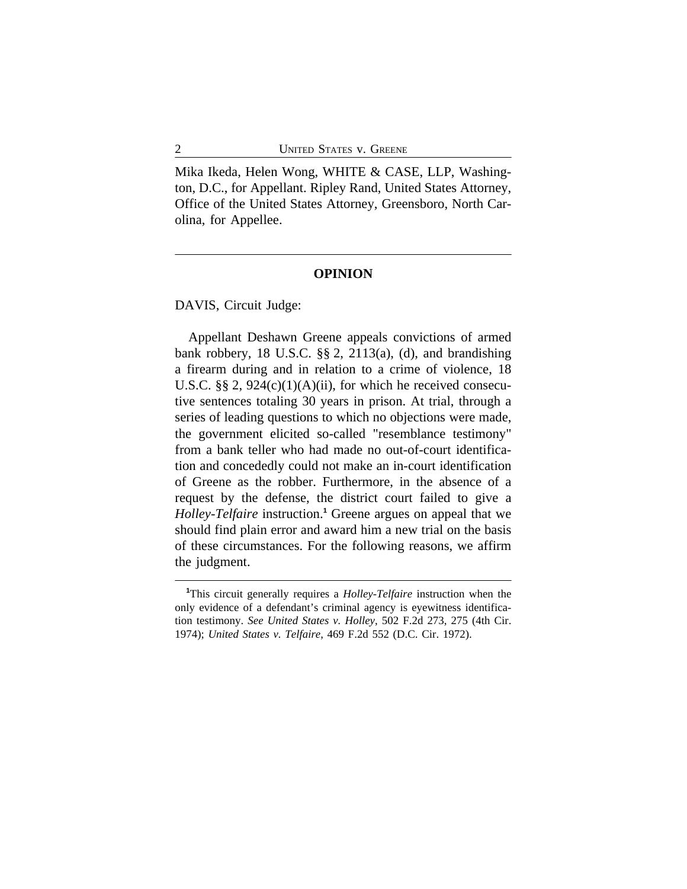Mika Ikeda, Helen Wong, WHITE & CASE, LLP, Washington, D.C., for Appellant. Ripley Rand, United States Attorney, Office of the United States Attorney, Greensboro, North Carolina, for Appellee.

---

## OPINION

DAVIS, Circuit Judge:

Appellant Deshawn Greene appeals convictions of armed bank robbery, 18 U.S.C. §§ 2, 2113(a), (d), and brandishing a firearm during and in relation to a crime of violence, 18 U.S.C. §§ 2, 924(c)(1)(A)(ii), for which he received consecutive sentences totaling 30 years in prison. At trial, through a series of leading questions to which no objections were made, the government elicited so-called "resemblance testimony" from a bank teller who had made no out-of-court identification and concededly could not make an in-court identification of Greene as the robber. Furthermore, in the absence of a request by the defense, the district court failed to give a *Holley-Telfaire* instruction.[1] Greene argues on appeal that we should find plain error and award him a new trial on the basis of these circumstances. For the following reasons, we affirm the judgment.

---

[1]This circuit generally requires a *Holley-Telfaire* instruction when the only evidence of a defendant's criminal agency is eyewitness identification testimony. *See United States v. Holley*, 502 F.2d 273, 275 (4th Cir. 1974); *United States v. Telfaire*, 469 F.2d 552 (D.C. Cir. 1972).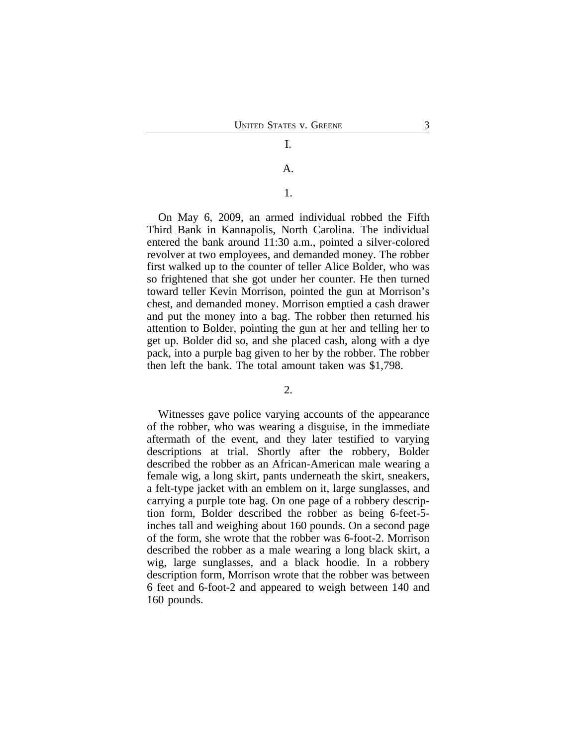I.

A.

1.

On May 6, 2009, an armed individual robbed the Fifth Third Bank in Kannapolis, North Carolina. The individual entered the bank around 11:30 a.m., pointed a silver-colored revolver at two employees, and demanded money. The robber first walked up to the counter of teller Alice Bolder, who was so frightened that she got under her counter. He then turned toward teller Kevin Morrison, pointed the gun at Morrison's chest, and demanded money. Morrison emptied a cash drawer and put the money into a bag. The robber then returned his attention to Bolder, pointing the gun at her and telling her to get up. Bolder did so, and she placed cash, along with a dye pack, into a purple bag given to her by the robber. The robber then left the bank. The total amount taken was $1,798.

2.

Witnesses gave police varying accounts of the appearance of the robber, who was wearing a disguise, in the immediate aftermath of the event, and they later testified to varying descriptions at trial. Shortly after the robbery, Bolder described the robber as an African-American male wearing a female wig, a long skirt, pants underneath the skirt, sneakers, a felt-type jacket with an emblem on it, large sunglasses, and carrying a purple tote bag. On one page of a robbery description form, Bolder described the robber as being 6-feet-5-inches tall and weighing about 160 pounds. On a second page of the form, she wrote that the robber was 6-foot-2. Morrison described the robber as a male wearing a long black skirt, a wig, large sunglasses, and a black hoodie. In a robbery description form, Morrison wrote that the robber was between 6 feet and 6-foot-2 and appeared to weigh between 140 and 160 pounds.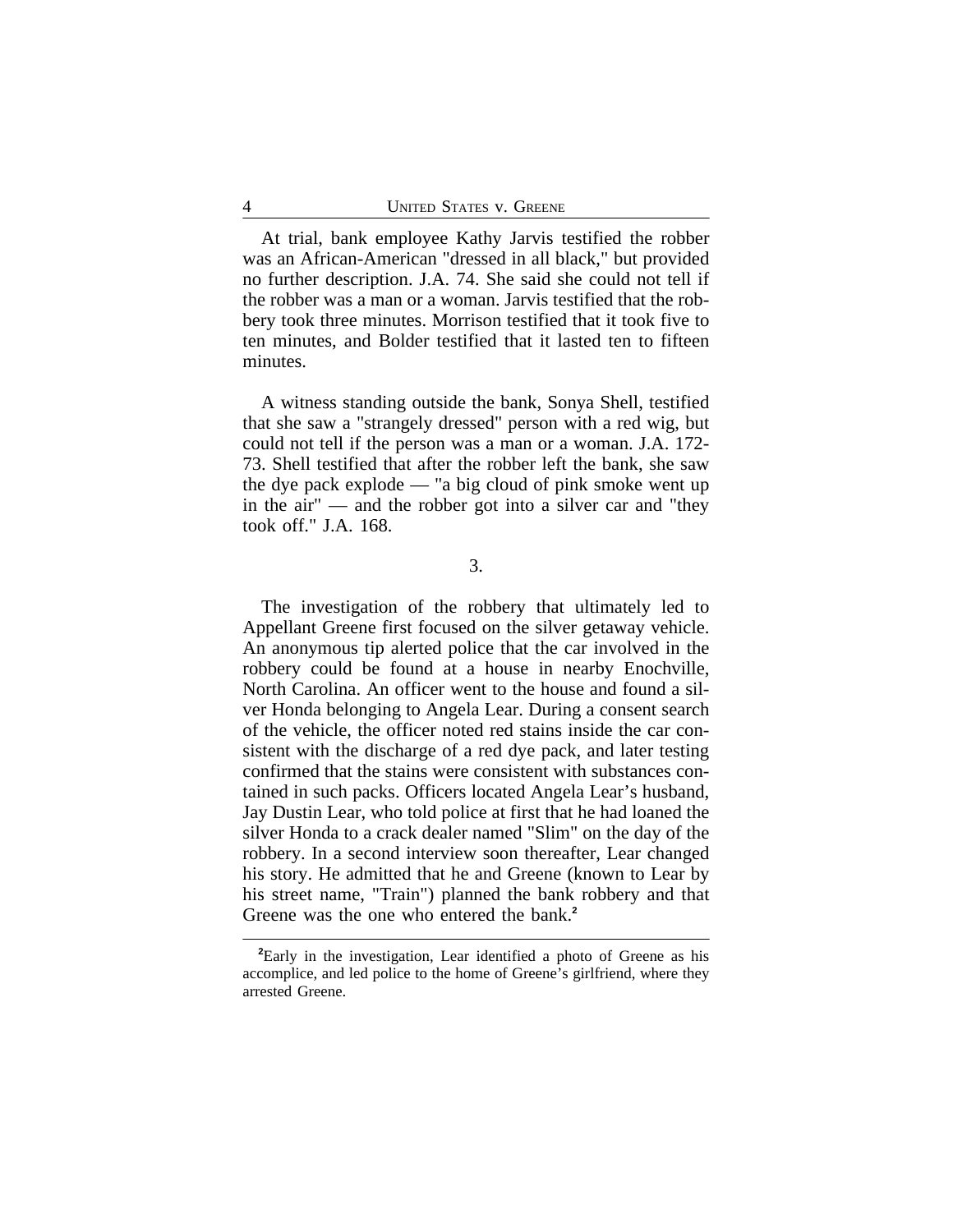At trial, bank employee Kathy Jarvis testified the robber was an African-American "dressed in all black," but provided no further description. J.A. 74. She said she could not tell if the robber was a man or a woman. Jarvis testified that the robbery took three minutes. Morrison testified that it took five to ten minutes, and Bolder testified that it lasted ten to fifteen minutes.

A witness standing outside the bank, Sonya Shell, testified that she saw a "strangely dressed" person with a red wig, but could not tell if the person was a man or a woman. J.A. 172-73. Shell testified that after the robber left the bank, she saw the dye pack explode — "a big cloud of pink smoke went up in the air" — and the robber got into a silver car and "they took off." J.A. 168.

3.

The investigation of the robbery that ultimately led to Appellant Greene first focused on the silver getaway vehicle. An anonymous tip alerted police that the car involved in the robbery could be found at a house in nearby Enochville, North Carolina. An officer went to the house and found a silver Honda belonging to Angela Lear. During a consent search of the vehicle, the officer noted red stains inside the car consistent with the discharge of a red dye pack, and later testing confirmed that the stains were consistent with substances contained in such packs. Officers located Angela Lear's husband, Jay Dustin Lear, who told police at first that he had loaned the silver Honda to a crack dealer named "Slim" on the day of the robbery. In a second interview soon thereafter, Lear changed his story. He admitted that he and Greene (known to Lear by his street name, "Train") planned the bank robbery and that Greene was the one who entered the bank.[2]

[2]Early in the investigation, Lear identified a photo of Greene as his accomplice, and led police to the home of Greene's girlfriend, where they arrested Greene.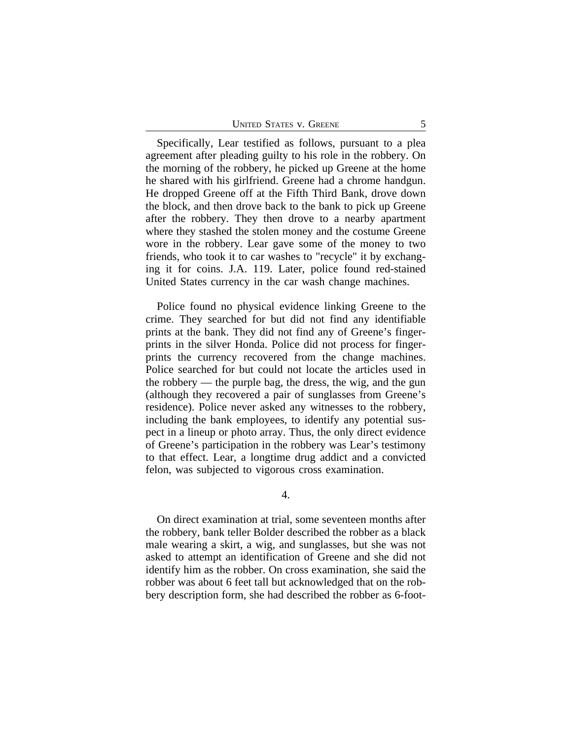Specifically, Lear testified as follows, pursuant to a plea agreement after pleading guilty to his role in the robbery. On the morning of the robbery, he picked up Greene at the home he shared with his girlfriend. Greene had a chrome handgun. He dropped Greene off at the Fifth Third Bank, drove down the block, and then drove back to the bank to pick up Greene after the robbery. They then drove to a nearby apartment where they stashed the stolen money and the costume Greene wore in the robbery. Lear gave some of the money to two friends, who took it to car washes to "recycle" it by exchanging it for coins. J.A. 119. Later, police found red-stained United States currency in the car wash change machines.

Police found no physical evidence linking Greene to the crime. They searched for but did not find any identifiable prints at the bank. They did not find any of Greene's fingerprints in the silver Honda. Police did not process for fingerprints the currency recovered from the change machines. Police searched for but could not locate the articles used in the robbery — the purple bag, the dress, the wig, and the gun (although they recovered a pair of sunglasses from Greene's residence). Police never asked any witnesses to the robbery, including the bank employees, to identify any potential suspect in a lineup or photo array. Thus, the only direct evidence of Greene's participation in the robbery was Lear's testimony to that effect. Lear, a longtime drug addict and a convicted felon, was subjected to vigorous cross examination.

4.

On direct examination at trial, some seventeen months after the robbery, bank teller Bolder described the robber as a black male wearing a skirt, a wig, and sunglasses, but she was not asked to attempt an identification of Greene and she did not identify him as the robber. On cross examination, she said the robber was about 6 feet tall but acknowledged that on the robbery description form, she had described the robber as 6-foot-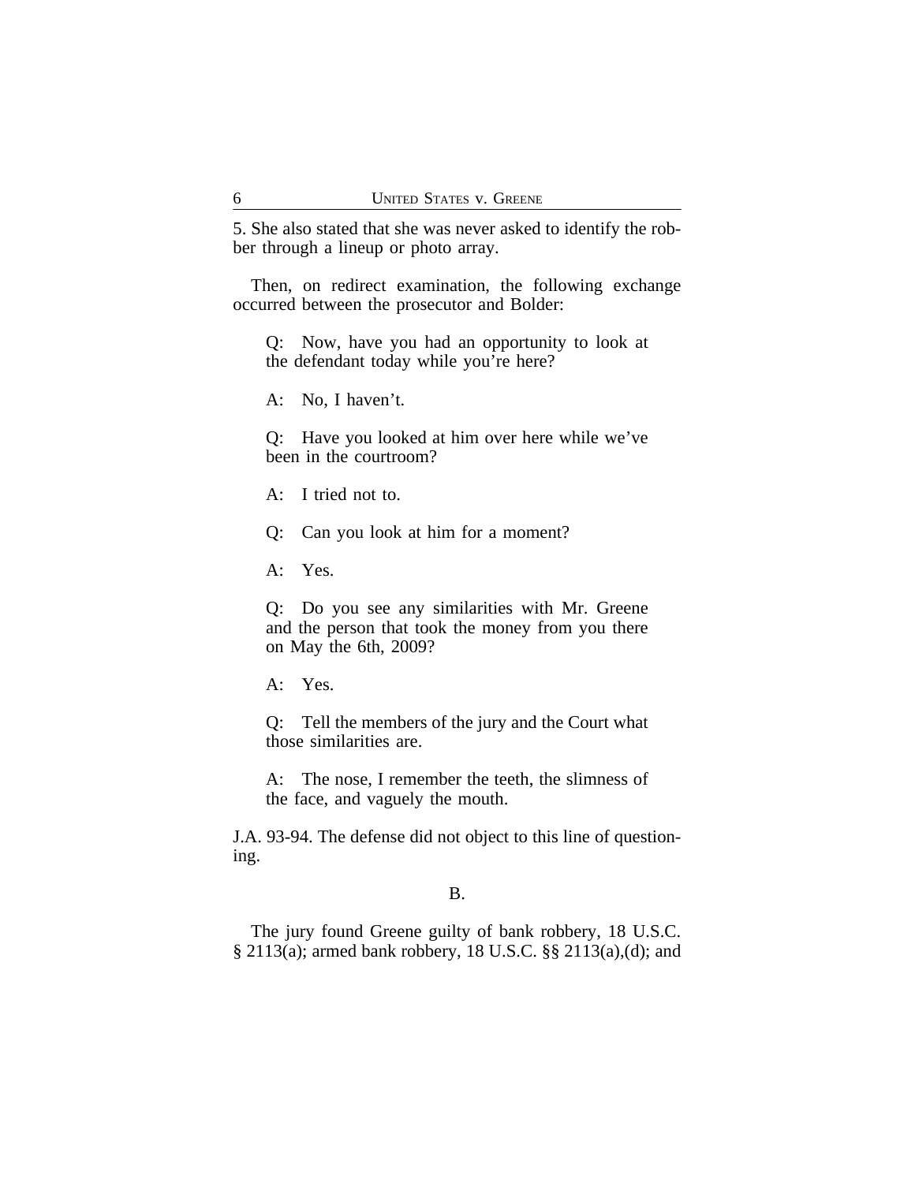5. She also stated that she was never asked to identify the robber through a lineup or photo array.

Then, on redirect examination, the following exchange occurred between the prosecutor and Bolder:

> Q: Now, have you had an opportunity to look at the defendant today while you're here?
>
> A: No, I haven't.
>
> Q: Have you looked at him over here while we've been in the courtroom?
>
> A: I tried not to.
>
> Q: Can you look at him for a moment?
>
> A: Yes.
>
> Q: Do you see any similarities with Mr. Greene and the person that took the money from you there on May the 6th, 2009?
>
> A: Yes.
>
> Q: Tell the members of the jury and the Court what those similarities are.
>
> A: The nose, I remember the teeth, the slimness of the face, and vaguely the mouth.

J.A. 93-94. The defense did not object to this line of questioning.

B.

The jury found Greene guilty of bank robbery, 18 U.S.C. § 2113(a); armed bank robbery, 18 U.S.C. §§ 2113(a),(d); and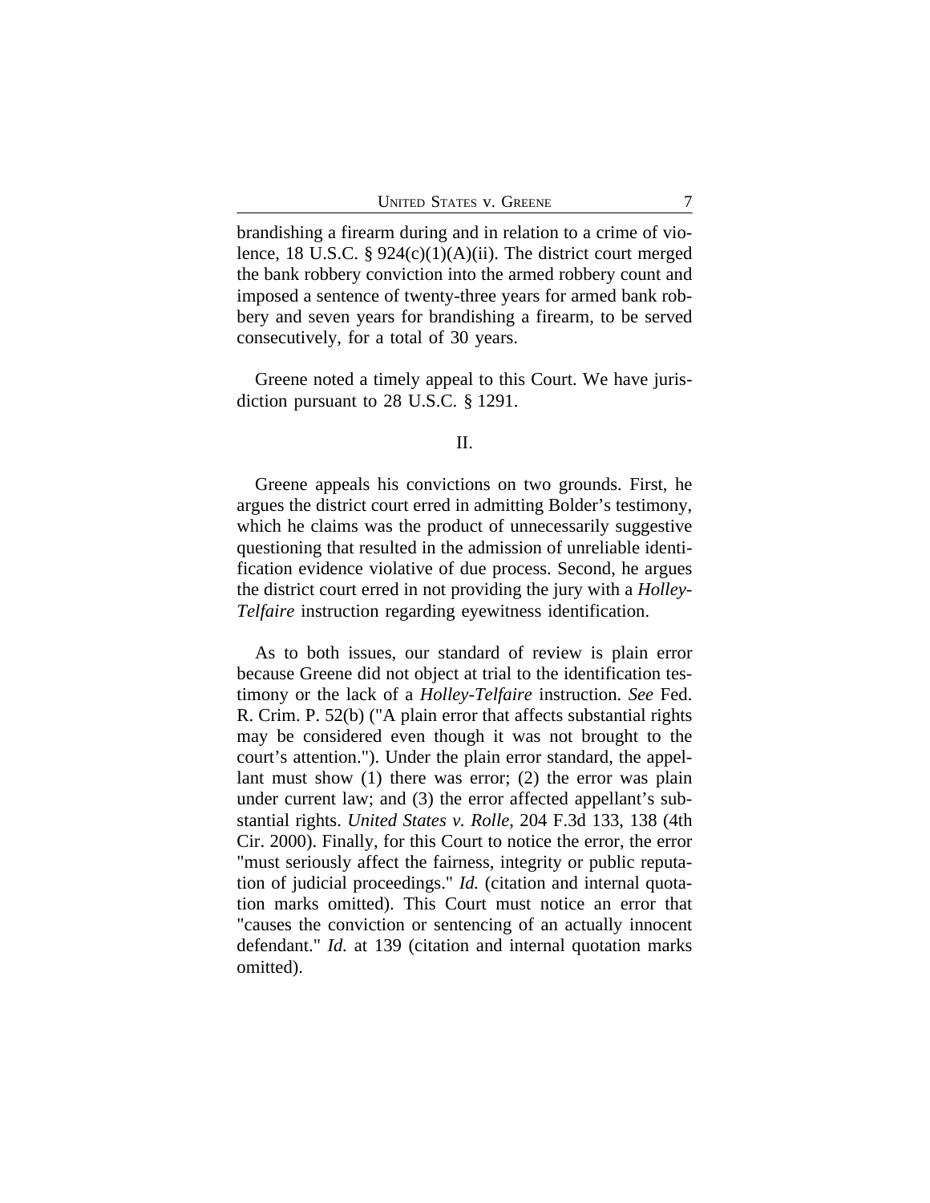brandishing a firearm during and in relation to a crime of violence, 18 U.S.C. § 924(c)(1)(A)(ii). The district court merged the bank robbery conviction into the armed robbery count and imposed a sentence of twenty-three years for armed bank robbery and seven years for brandishing a firearm, to be served consecutively, for a total of 30 years.

Greene noted a timely appeal to this Court. We have jurisdiction pursuant to 28 U.S.C. § 1291.

## II.

Greene appeals his convictions on two grounds. First, he argues the district court erred in admitting Bolder's testimony, which he claims was the product of unnecessarily suggestive questioning that resulted in the admission of unreliable identification evidence violative of due process. Second, he argues the district court erred in not providing the jury with a *Holley-Telfaire* instruction regarding eyewitness identification.

As to both issues, our standard of review is plain error because Greene did not object at trial to the identification testimony or the lack of a *Holley-Telfaire* instruction. *See* Fed. R. Crim. P. 52(b) ("A plain error that affects substantial rights may be considered even though it was not brought to the court's attention."). Under the plain error standard, the appellant must show (1) there was error; (2) the error was plain under current law; and (3) the error affected appellant's substantial rights. *United States v. Rolle*, 204 F.3d 133, 138 (4th Cir. 2000). Finally, for this Court to notice the error, the error "must seriously affect the fairness, integrity or public reputation of judicial proceedings." *Id.* (citation and internal quotation marks omitted). This Court must notice an error that "causes the conviction or sentencing of an actually innocent defendant." *Id.* at 139 (citation and internal quotation marks omitted).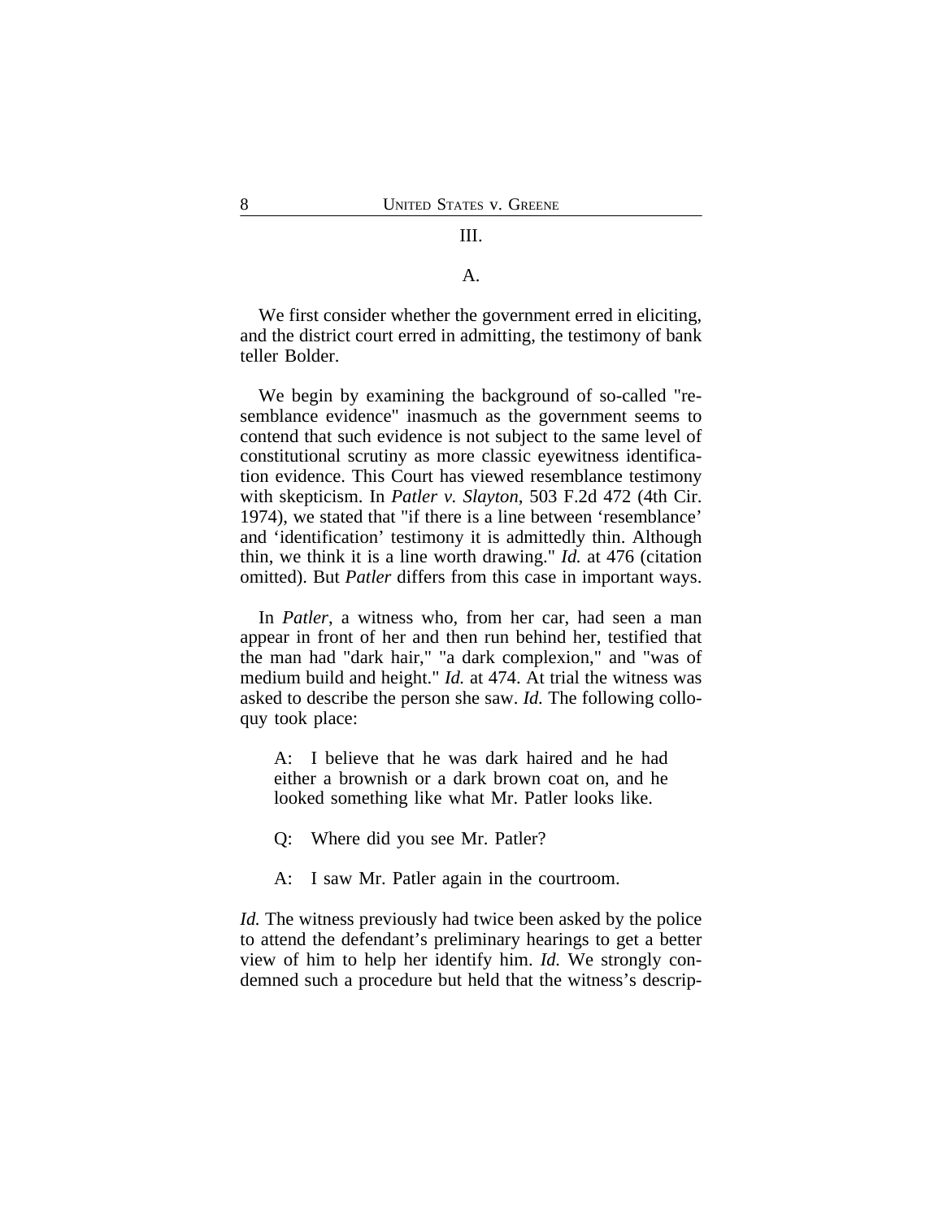## III.

### A.

We first consider whether the government erred in eliciting, and the district court erred in admitting, the testimony of bank teller Bolder.

We begin by examining the background of so-called "resemblance evidence" inasmuch as the government seems to contend that such evidence is not subject to the same level of constitutional scrutiny as more classic eyewitness identification evidence. This Court has viewed resemblance testimony with skepticism. In *Patler v. Slayton*, 503 F.2d 472 (4th Cir. 1974), we stated that "if there is a line between 'resemblance' and 'identification' testimony it is admittedly thin. Although thin, we think it is a line worth drawing." *Id.* at 476 (citation omitted). But *Patler* differs from this case in important ways.

In *Patler*, a witness who, from her car, had seen a man appear in front of her and then run behind her, testified that the man had "dark hair," "a dark complexion," and "was of medium build and height." *Id.* at 474. At trial the witness was asked to describe the person she saw. *Id.* The following colloquy took place:

> A: I believe that he was dark haired and he had either a brownish or a dark brown coat on, and he looked something like what Mr. Patler looks like.
>
> Q: Where did you see Mr. Patler?
>
> A: I saw Mr. Patler again in the courtroom.

*Id.* The witness previously had twice been asked by the police to attend the defendant's preliminary hearings to get a better view of him to help her identify him. *Id.* We strongly condemned such a procedure but held that the witness's descrip-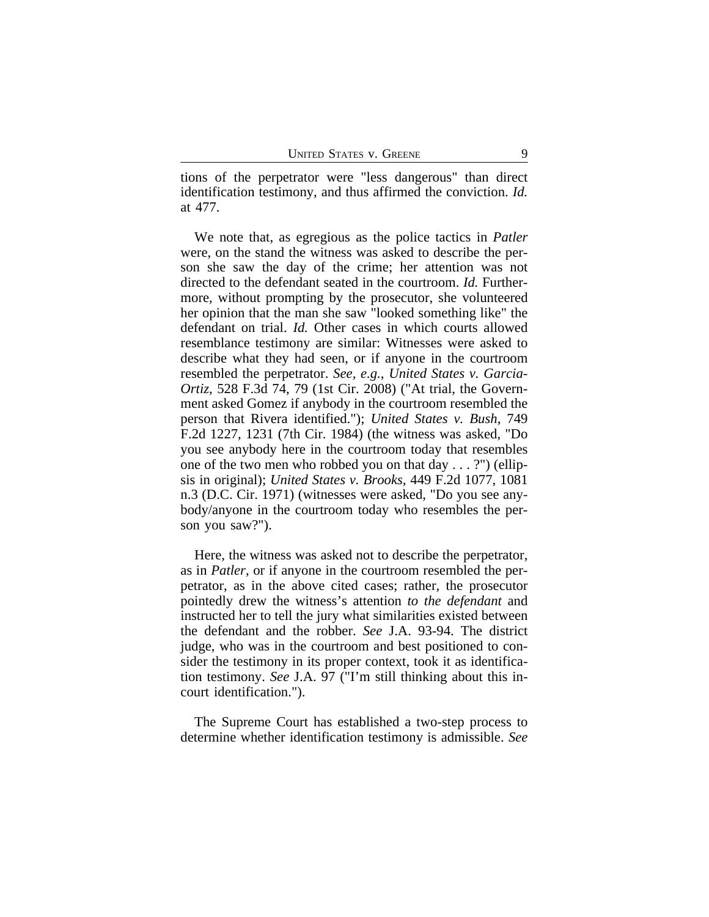tions of the perpetrator were "less dangerous" than direct identification testimony, and thus affirmed the conviction. *Id.* at 477.

We note that, as egregious as the police tactics in *Patler* were, on the stand the witness was asked to describe the person she saw the day of the crime; her attention was not directed to the defendant seated in the courtroom. *Id.* Furthermore, without prompting by the prosecutor, she volunteered her opinion that the man she saw "looked something like" the defendant on trial. *Id.* Other cases in which courts allowed resemblance testimony are similar: Witnesses were asked to describe what they had seen, or if anyone in the courtroom resembled the perpetrator. *See, e.g.*, *United States v. Garcia-Ortiz*, 528 F.3d 74, 79 (1st Cir. 2008) ("At trial, the Government asked Gomez if anybody in the courtroom resembled the person that Rivera identified."); *United States v. Bush*, 749 F.2d 1227, 1231 (7th Cir. 1984) (the witness was asked, "Do you see anybody here in the courtroom today that resembles one of the two men who robbed you on that day . . . ?") (ellipsis in original); *United States v. Brooks*, 449 F.2d 1077, 1081 n.3 (D.C. Cir. 1971) (witnesses were asked, "Do you see anybody/anyone in the courtroom today who resembles the person you saw?").

Here, the witness was asked not to describe the perpetrator, as in *Patler*, or if anyone in the courtroom resembled the perpetrator, as in the above cited cases; rather, the prosecutor pointedly drew the witness's attention *to the defendant* and instructed her to tell the jury what similarities existed between the defendant and the robber. *See* J.A. 93-94. The district judge, who was in the courtroom and best positioned to consider the testimony in its proper context, took it as identification testimony. *See* J.A. 97 ("I'm still thinking about this in-court identification.").

The Supreme Court has established a two-step process to determine whether identification testimony is admissible. *See*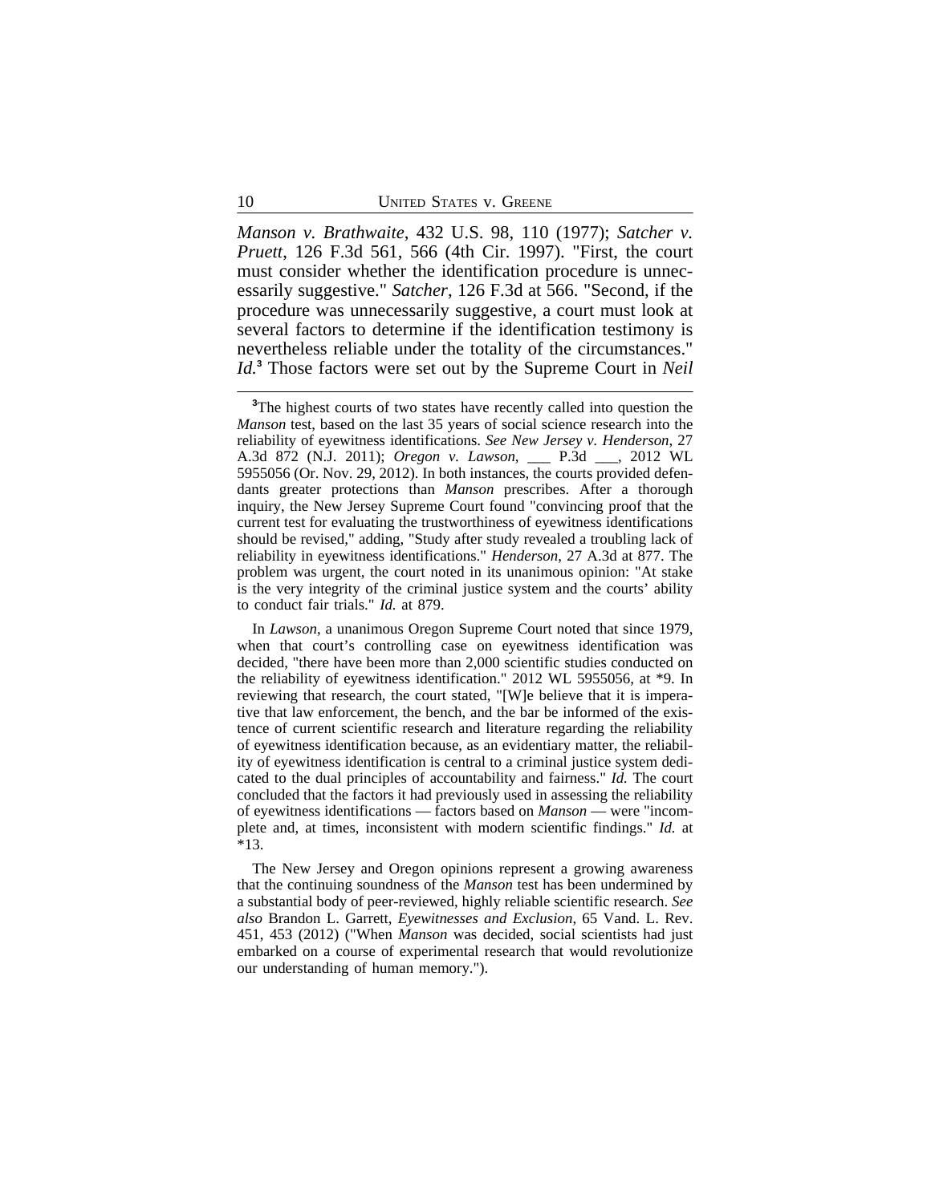*Manson v. Brathwaite*, 432 U.S. 98, 110 (1977); *Satcher v. Pruett*, 126 F.3d 561, 566 (4th Cir. 1997). "First, the court must consider whether the identification procedure is unnecessarily suggestive." *Satcher*, 126 F.3d at 566. "Second, if the procedure was unnecessarily suggestive, a court must look at several factors to determine if the identification testimony is nevertheless reliable under the totality of the circumstances." *Id.*[3] Those factors were set out by the Supreme Court in *Neil*

---

[3]The highest courts of two states have recently called into question the *Manson* test, based on the last 35 years of social science research into the reliability of eyewitness identifications. *See New Jersey v. Henderson*, 27 A.3d 872 (N.J. 2011); *Oregon v. Lawson*, ___ P.3d ___, 2012 WL 5955056 (Or. Nov. 29, 2012). In both instances, the courts provided defendants greater protections than *Manson* prescribes. After a thorough inquiry, the New Jersey Supreme Court found "convincing proof that the current test for evaluating the trustworthiness of eyewitness identifications should be revised," adding, "Study after study revealed a troubling lack of reliability in eyewitness identifications." *Henderson*, 27 A.3d at 877. The problem was urgent, the court noted in its unanimous opinion: "At stake is the very integrity of the criminal justice system and the courts' ability to conduct fair trials." *Id.* at 879.

In *Lawson*, a unanimous Oregon Supreme Court noted that since 1979, when that court's controlling case on eyewitness identification was decided, "there have been more than 2,000 scientific studies conducted on the reliability of eyewitness identification." 2012 WL 5955056, at *9. In reviewing that research, the court stated, "[W]e believe that it is imperative that law enforcement, the bench, and the bar be informed of the existence of current scientific research and literature regarding the reliability of eyewitness identification because, as an evidentiary matter, the reliability of eyewitness identification is central to a criminal justice system dedicated to the dual principles of accountability and fairness." *Id.* The court concluded that the factors it had previously used in assessing the reliability of eyewitness identifications — factors based on *Manson* — were "incomplete and, at times, inconsistent with modern scientific findings." *Id.* at *13.

The New Jersey and Oregon opinions represent a growing awareness that the continuing soundness of the *Manson* test has been undermined by a substantial body of peer-reviewed, highly reliable scientific research. *See also* Brandon L. Garrett, *Eyewitnesses and Exclusion*, 65 Vand. L. Rev. 451, 453 (2012) ("When *Manson* was decided, social scientists had just embarked on a course of experimental research that would revolutionize our understanding of human memory.").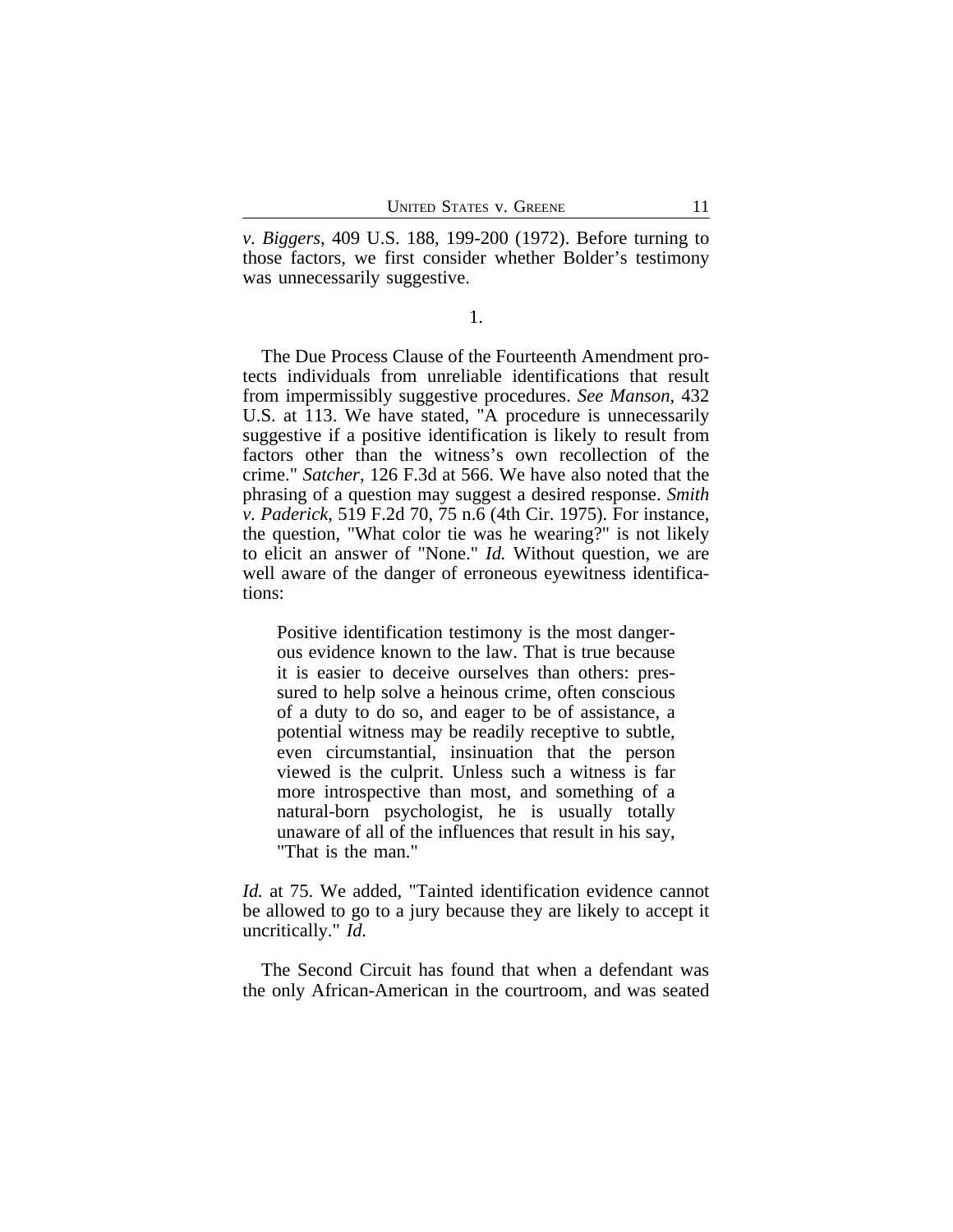*v. Biggers*, 409 U.S. 188, 199-200 (1972). Before turning to those factors, we first consider whether Bolder's testimony was unnecessarily suggestive.

1.

The Due Process Clause of the Fourteenth Amendment protects individuals from unreliable identifications that result from impermissibly suggestive procedures. *See Manson*, 432 U.S. at 113. We have stated, "A procedure is unnecessarily suggestive if a positive identification is likely to result from factors other than the witness's own recollection of the crime." *Satcher*, 126 F.3d at 566. We have also noted that the phrasing of a question may suggest a desired response. *Smith v. Paderick*, 519 F.2d 70, 75 n.6 (4th Cir. 1975). For instance, the question, "What color tie was he wearing?" is not likely to elicit an answer of "None." *Id.* Without question, we are well aware of the danger of erroneous eyewitness identifications:

> Positive identification testimony is the most dangerous evidence known to the law. That is true because it is easier to deceive ourselves than others: pressured to help solve a heinous crime, often conscious of a duty to do so, and eager to be of assistance, a potential witness may be readily receptive to subtle, even circumstantial, insinuation that the person viewed is the culprit. Unless such a witness is far more introspective than most, and something of a natural-born psychologist, he is usually totally unaware of all of the influences that result in his say, "That is the man."

*Id.* at 75. We added, "Tainted identification evidence cannot be allowed to go to a jury because they are likely to accept it uncritically." *Id.*

The Second Circuit has found that when a defendant was the only African-American in the courtroom, and was seated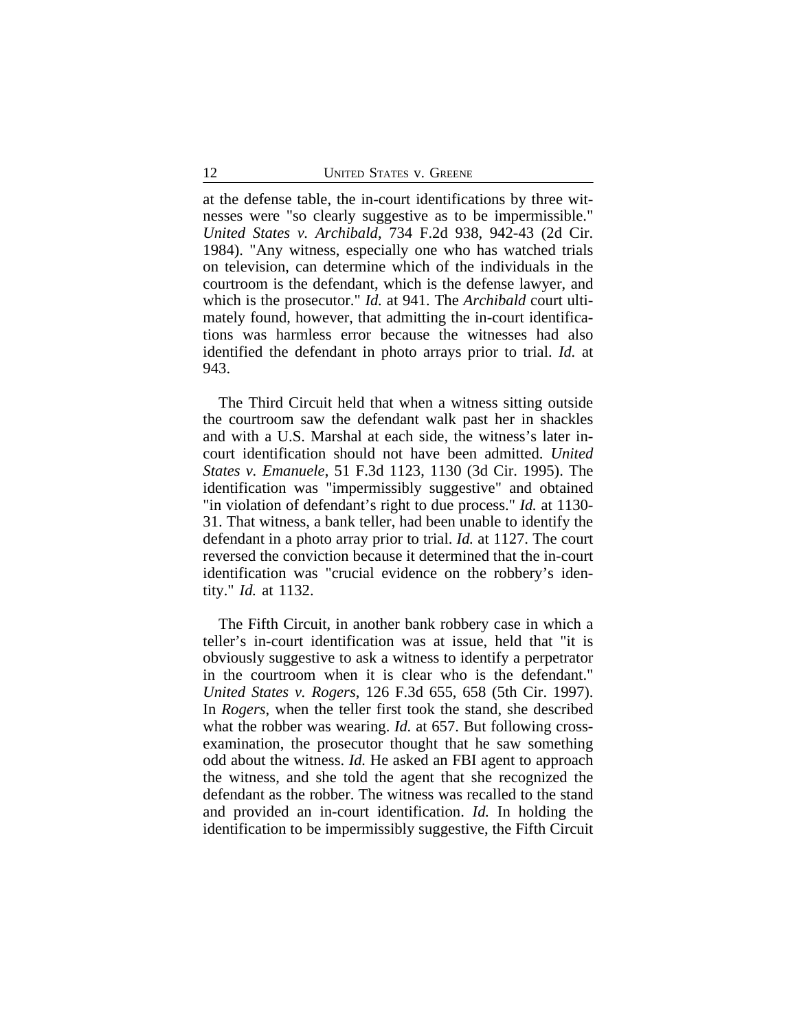at the defense table, the in-court identifications by three witnesses were "so clearly suggestive as to be impermissible." *United States v. Archibald*, 734 F.2d 938, 942-43 (2d Cir. 1984). "Any witness, especially one who has watched trials on television, can determine which of the individuals in the courtroom is the defendant, which is the defense lawyer, and which is the prosecutor." *Id.* at 941. The *Archibald* court ultimately found, however, that admitting the in-court identifications was harmless error because the witnesses had also identified the defendant in photo arrays prior to trial. *Id.* at 943.

The Third Circuit held that when a witness sitting outside the courtroom saw the defendant walk past her in shackles and with a U.S. Marshal at each side, the witness's later in-court identification should not have been admitted. *United States v. Emanuele*, 51 F.3d 1123, 1130 (3d Cir. 1995). The identification was "impermissibly suggestive" and obtained "in violation of defendant's right to due process." *Id.* at 1130-31. That witness, a bank teller, had been unable to identify the defendant in a photo array prior to trial. *Id.* at 1127. The court reversed the conviction because it determined that the in-court identification was "crucial evidence on the robbery's identity." *Id.* at 1132.

The Fifth Circuit, in another bank robbery case in which a teller's in-court identification was at issue, held that "it is obviously suggestive to ask a witness to identify a perpetrator in the courtroom when it is clear who is the defendant." *United States v. Rogers*, 126 F.3d 655, 658 (5th Cir. 1997). In *Rogers*, when the teller first took the stand, she described what the robber was wearing. *Id.* at 657. But following cross-examination, the prosecutor thought that he saw something odd about the witness. *Id.* He asked an FBI agent to approach the witness, and she told the agent that she recognized the defendant as the robber. The witness was recalled to the stand and provided an in-court identification. *Id.* In holding the identification to be impermissibly suggestive, the Fifth Circuit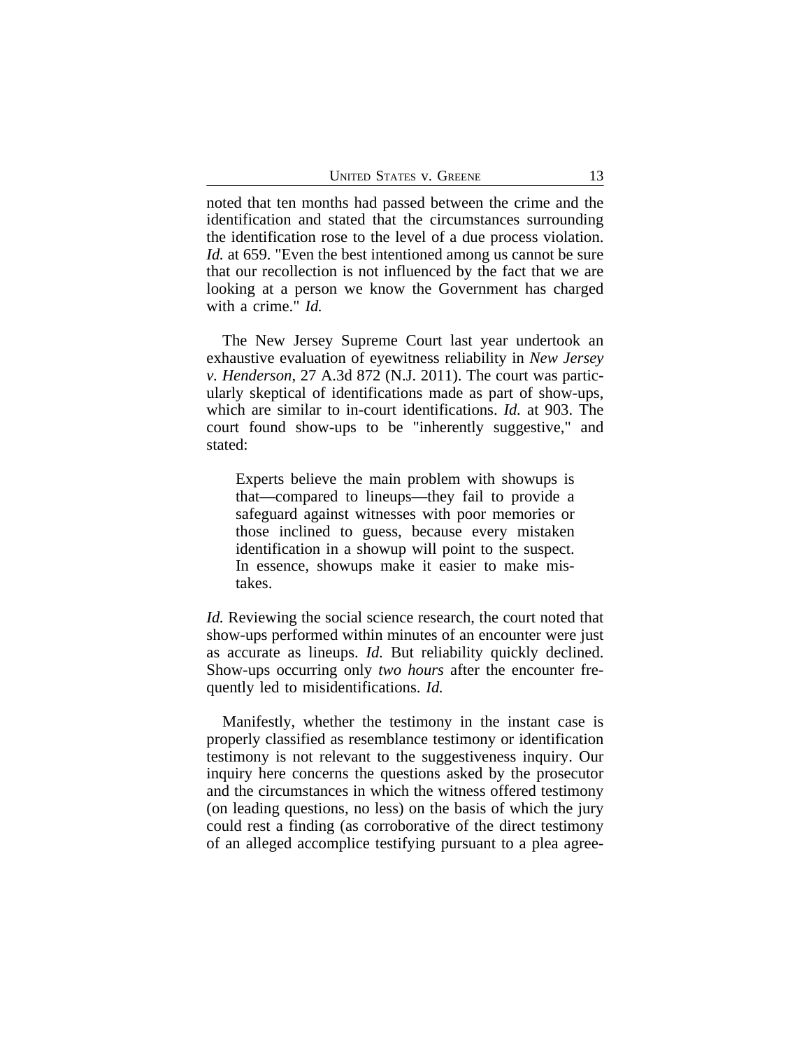noted that ten months had passed between the crime and the identification and stated that the circumstances surrounding the identification rose to the level of a due process violation. *Id.* at 659. "Even the best intentioned among us cannot be sure that our recollection is not influenced by the fact that we are looking at a person we know the Government has charged with a crime." *Id.*

The New Jersey Supreme Court last year undertook an exhaustive evaluation of eyewitness reliability in *New Jersey v. Henderson*, 27 A.3d 872 (N.J. 2011). The court was particularly skeptical of identifications made as part of show-ups, which are similar to in-court identifications. *Id.* at 903. The court found show-ups to be "inherently suggestive," and stated:

> Experts believe the main problem with showups is that—compared to lineups—they fail to provide a safeguard against witnesses with poor memories or those inclined to guess, because every mistaken identification in a showup will point to the suspect. In essence, showups make it easier to make mistakes.

*Id.* Reviewing the social science research, the court noted that show-ups performed within minutes of an encounter were just as accurate as lineups. *Id.* But reliability quickly declined. Show-ups occurring only *two hours* after the encounter frequently led to misidentifications. *Id.*

Manifestly, whether the testimony in the instant case is properly classified as resemblance testimony or identification testimony is not relevant to the suggestiveness inquiry. Our inquiry here concerns the questions asked by the prosecutor and the circumstances in which the witness offered testimony (on leading questions, no less) on the basis of which the jury could rest a finding (as corroborative of the direct testimony of an alleged accomplice testifying pursuant to a plea agree-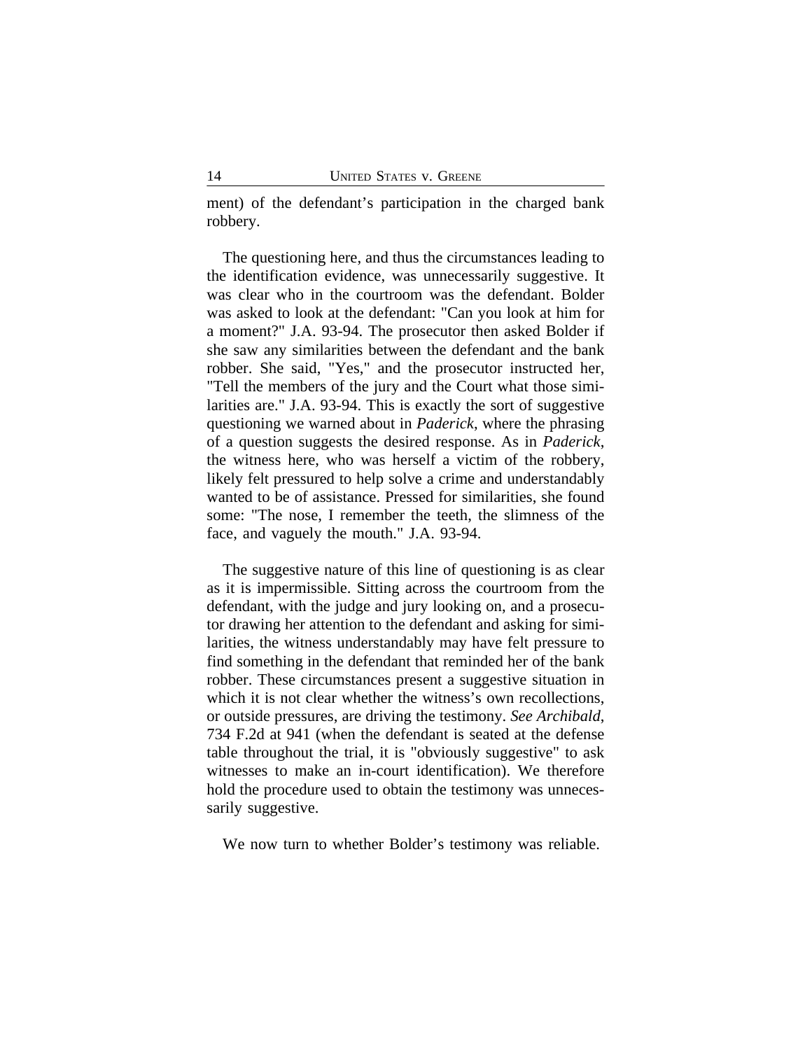ment) of the defendant's participation in the charged bank robbery.

The questioning here, and thus the circumstances leading to the identification evidence, was unnecessarily suggestive. It was clear who in the courtroom was the defendant. Bolder was asked to look at the defendant: "Can you look at him for a moment?" J.A. 93-94. The prosecutor then asked Bolder if she saw any similarities between the defendant and the bank robber. She said, "Yes," and the prosecutor instructed her, "Tell the members of the jury and the Court what those similarities are." J.A. 93-94. This is exactly the sort of suggestive questioning we warned about in *Paderick*, where the phrasing of a question suggests the desired response. As in *Paderick*, the witness here, who was herself a victim of the robbery, likely felt pressured to help solve a crime and understandably wanted to be of assistance. Pressed for similarities, she found some: "The nose, I remember the teeth, the slimness of the face, and vaguely the mouth." J.A. 93-94.

The suggestive nature of this line of questioning is as clear as it is impermissible. Sitting across the courtroom from the defendant, with the judge and jury looking on, and a prosecutor drawing her attention to the defendant and asking for similarities, the witness understandably may have felt pressure to find something in the defendant that reminded her of the bank robber. These circumstances present a suggestive situation in which it is not clear whether the witness's own recollections, or outside pressures, are driving the testimony. *See Archibald*, 734 F.2d at 941 (when the defendant is seated at the defense table throughout the trial, it is "obviously suggestive" to ask witnesses to make an in-court identification). We therefore hold the procedure used to obtain the testimony was unnecessarily suggestive.

We now turn to whether Bolder's testimony was reliable.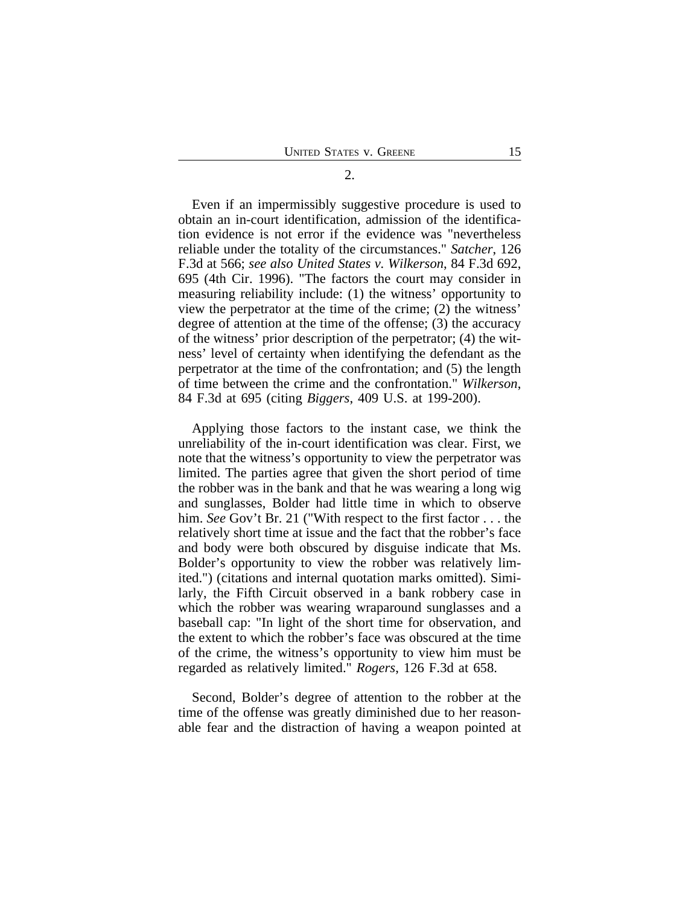2.

Even if an impermissibly suggestive procedure is used to obtain an in-court identification, admission of the identification evidence is not error if the evidence was "nevertheless reliable under the totality of the circumstances." *Satcher*, 126 F.3d at 566; *see also United States v. Wilkerson*, 84 F.3d 692, 695 (4th Cir. 1996). "The factors the court may consider in measuring reliability include: (1) the witness' opportunity to view the perpetrator at the time of the crime; (2) the witness' degree of attention at the time of the offense; (3) the accuracy of the witness' prior description of the perpetrator; (4) the witness' level of certainty when identifying the defendant as the perpetrator at the time of the confrontation; and (5) the length of time between the crime and the confrontation." *Wilkerson*, 84 F.3d at 695 (citing *Biggers*, 409 U.S. at 199-200).

Applying those factors to the instant case, we think the unreliability of the in-court identification was clear. First, we note that the witness's opportunity to view the perpetrator was limited. The parties agree that given the short period of time the robber was in the bank and that he was wearing a long wig and sunglasses, Bolder had little time in which to observe him. *See* Gov't Br. 21 ("With respect to the first factor . . . the relatively short time at issue and the fact that the robber's face and body were both obscured by disguise indicate that Ms. Bolder's opportunity to view the robber was relatively limited.") (citations and internal quotation marks omitted). Similarly, the Fifth Circuit observed in a bank robbery case in which the robber was wearing wraparound sunglasses and a baseball cap: "In light of the short time for observation, and the extent to which the robber's face was obscured at the time of the crime, the witness's opportunity to view him must be regarded as relatively limited." *Rogers*, 126 F.3d at 658.

Second, Bolder's degree of attention to the robber at the time of the offense was greatly diminished due to her reasonable fear and the distraction of having a weapon pointed at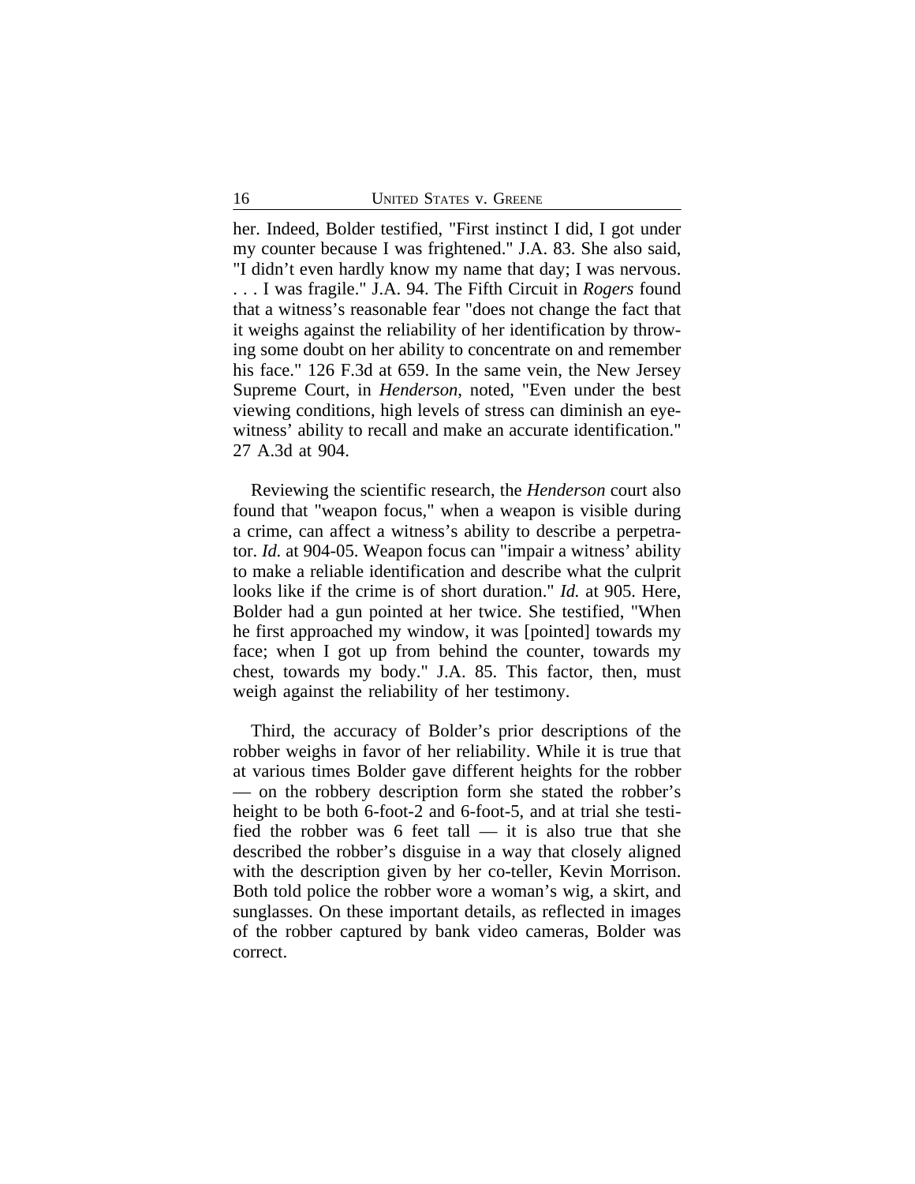her. Indeed, Bolder testified, "First instinct I did, I got under my counter because I was frightened." J.A. 83. She also said, "I didn't even hardly know my name that day; I was nervous. . . . I was fragile." J.A. 94. The Fifth Circuit in *Rogers* found that a witness's reasonable fear "does not change the fact that it weighs against the reliability of her identification by throwing some doubt on her ability to concentrate on and remember his face." 126 F.3d at 659. In the same vein, the New Jersey Supreme Court, in *Henderson*, noted, "Even under the best viewing conditions, high levels of stress can diminish an eyewitness' ability to recall and make an accurate identification." 27 A.3d at 904.

Reviewing the scientific research, the *Henderson* court also found that "weapon focus," when a weapon is visible during a crime, can affect a witness's ability to describe a perpetrator. *Id.* at 904-05. Weapon focus can "impair a witness' ability to make a reliable identification and describe what the culprit looks like if the crime is of short duration." *Id.* at 905. Here, Bolder had a gun pointed at her twice. She testified, "When he first approached my window, it was [pointed] towards my face; when I got up from behind the counter, towards my chest, towards my body." J.A. 85. This factor, then, must weigh against the reliability of her testimony.

Third, the accuracy of Bolder's prior descriptions of the robber weighs in favor of her reliability. While it is true that at various times Bolder gave different heights for the robber — on the robbery description form she stated the robber's height to be both 6-foot-2 and 6-foot-5, and at trial she testified the robber was 6 feet tall — it is also true that she described the robber's disguise in a way that closely aligned with the description given by her co-teller, Kevin Morrison. Both told police the robber wore a woman's wig, a skirt, and sunglasses. On these important details, as reflected in images of the robber captured by bank video cameras, Bolder was correct.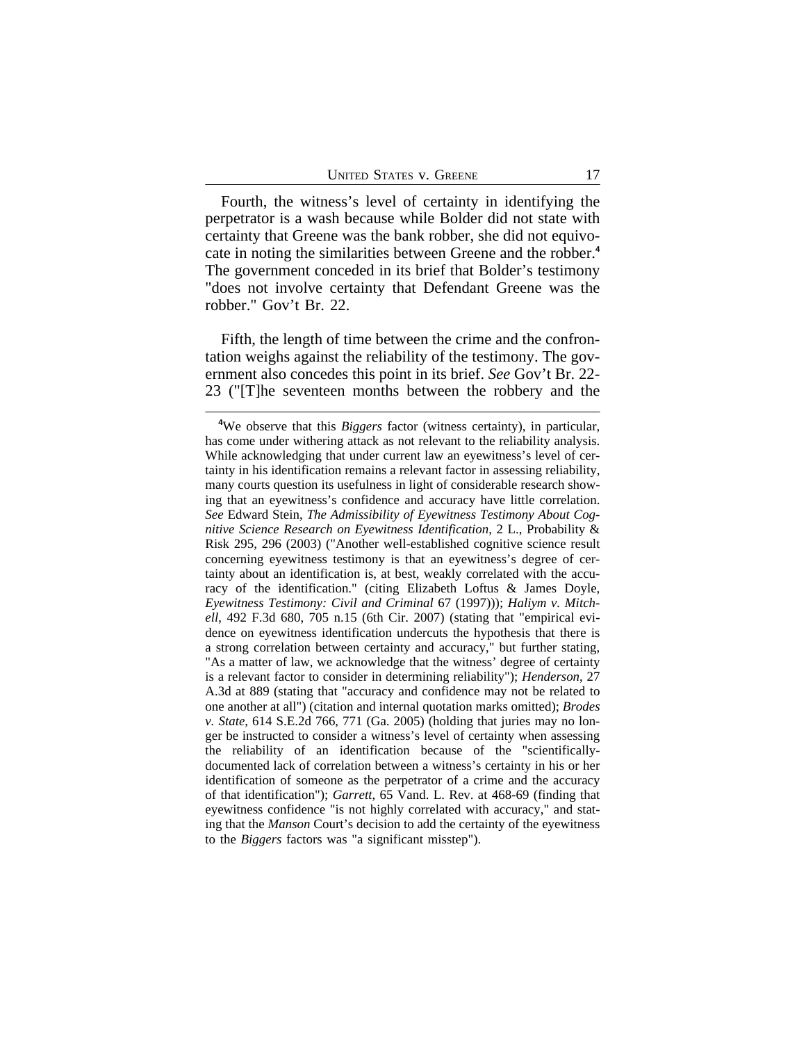Fourth, the witness's level of certainty in identifying the perpetrator is a wash because while Bolder did not state with certainty that Greene was the bank robber, she did not equivocate in noting the similarities between Greene and the robber.[4] The government conceded in its brief that Bolder's testimony "does not involve certainty that Defendant Greene was the robber." Gov't Br. 22.

Fifth, the length of time between the crime and the confrontation weighs against the reliability of the testimony. The government also concedes this point in its brief. *See* Gov't Br. 22-23 ("[T]he seventeen months between the robbery and the

---

[4]We observe that this *Biggers* factor (witness certainty), in particular, has come under withering attack as not relevant to the reliability analysis. While acknowledging that under current law an eyewitness's level of certainty in his identification remains a relevant factor in assessing reliability, many courts question its usefulness in light of considerable research showing that an eyewitness's confidence and accuracy have little correlation. *See* Edward Stein, *The Admissibility of Eyewitness Testimony About Cognitive Science Research on Eyewitness Identification*, 2 L., Probability & Risk 295, 296 (2003) ("Another well-established cognitive science result concerning eyewitness testimony is that an eyewitness's degree of certainty about an identification is, at best, weakly correlated with the accuracy of the identification." (citing Elizabeth Loftus & James Doyle, *Eyewitness Testimony: Civil and Criminal* 67 (1997))); *Haliym v. Mitchell*, 492 F.3d 680, 705 n.15 (6th Cir. 2007) (stating that "empirical evidence on eyewitness identification undercuts the hypothesis that there is a strong correlation between certainty and accuracy," but further stating, "As a matter of law, we acknowledge that the witness' degree of certainty is a relevant factor to consider in determining reliability"); *Henderson*, 27 A.3d at 889 (stating that "accuracy and confidence may not be related to one another at all") (citation and internal quotation marks omitted); *Brodes v. State*, 614 S.E.2d 766, 771 (Ga. 2005) (holding that juries may no longer be instructed to consider a witness's level of certainty when assessing the reliability of an identification because of the "scientifically-documented lack of correlation between a witness's certainty in his or her identification of someone as the perpetrator of a crime and the accuracy of that identification"); *Garrett*, 65 Vand. L. Rev. at 468-69 (finding that eyewitness confidence "is not highly correlated with accuracy," and stating that the *Manson* Court's decision to add the certainty of the eyewitness to the *Biggers* factors was "a significant misstep").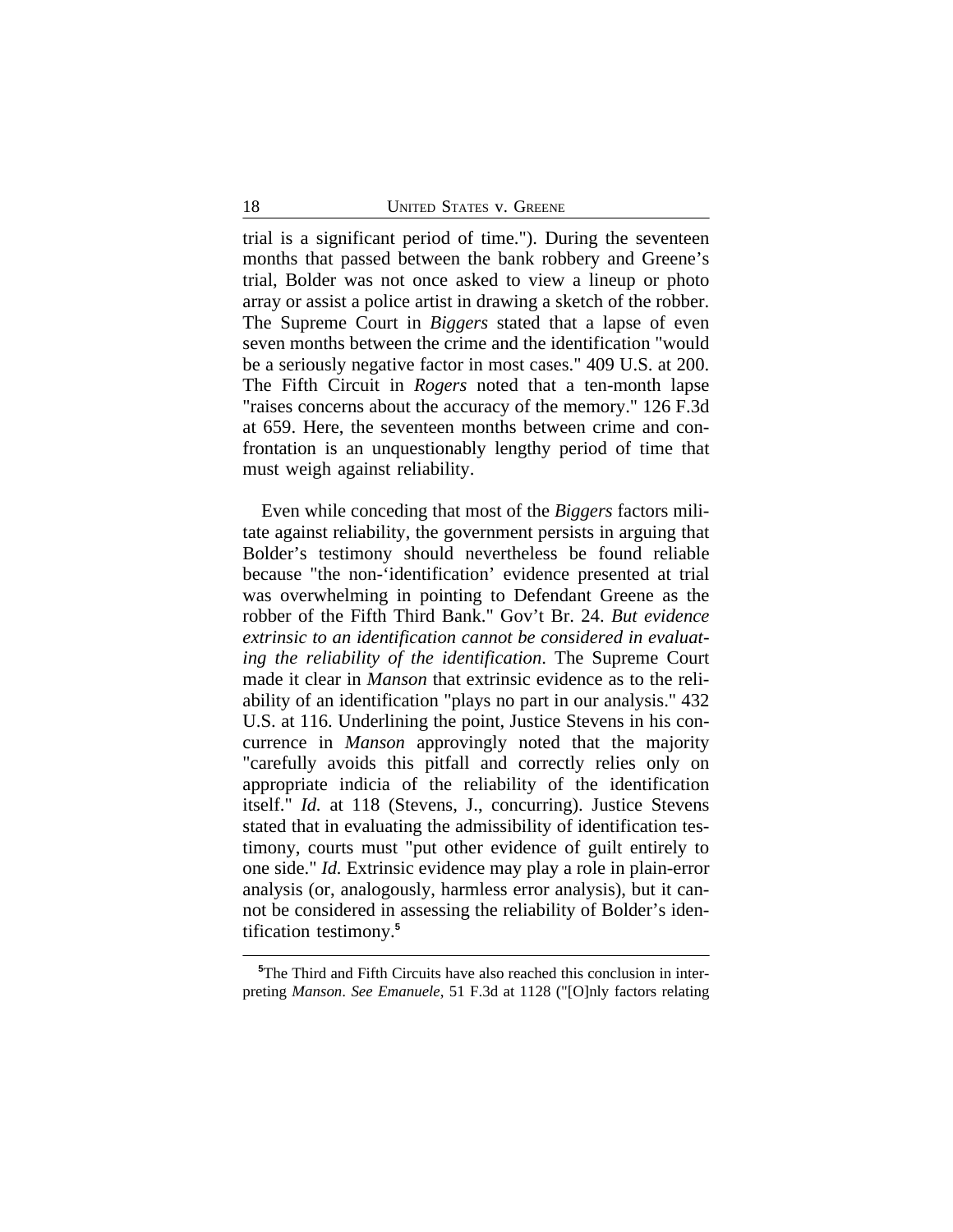trial is a significant period of time."). During the seventeen months that passed between the bank robbery and Greene's trial, Bolder was not once asked to view a lineup or photo array or assist a police artist in drawing a sketch of the robber. The Supreme Court in *Biggers* stated that a lapse of even seven months between the crime and the identification "would be a seriously negative factor in most cases." 409 U.S. at 200. The Fifth Circuit in *Rogers* noted that a ten-month lapse "raises concerns about the accuracy of the memory." 126 F.3d at 659. Here, the seventeen months between crime and confrontation is an unquestionably lengthy period of time that must weigh against reliability.

Even while conceding that most of the *Biggers* factors militate against reliability, the government persists in arguing that Bolder's testimony should nevertheless be found reliable because "the non-'identification' evidence presented at trial was overwhelming in pointing to Defendant Greene as the robber of the Fifth Third Bank." Gov't Br. 24. *But evidence extrinsic to an identification cannot be considered in evaluating the reliability of the identification*. The Supreme Court made it clear in *Manson* that extrinsic evidence as to the reliability of an identification "plays no part in our analysis." 432 U.S. at 116. Underlining the point, Justice Stevens in his concurrence in *Manson* approvingly noted that the majority "carefully avoids this pitfall and correctly relies only on appropriate indicia of the reliability of the identification itself." *Id.* at 118 (Stevens, J., concurring). Justice Stevens stated that in evaluating the admissibility of identification testimony, courts must "put other evidence of guilt entirely to one side." *Id.* Extrinsic evidence may play a role in plain-error analysis (or, analogously, harmless error analysis), but it cannot be considered in assessing the reliability of Bolder's identification testimony.[5]

[5]The Third and Fifth Circuits have also reached this conclusion in interpreting *Manson*. *See Emanuele*, 51 F.3d at 1128 ("[O]nly factors relating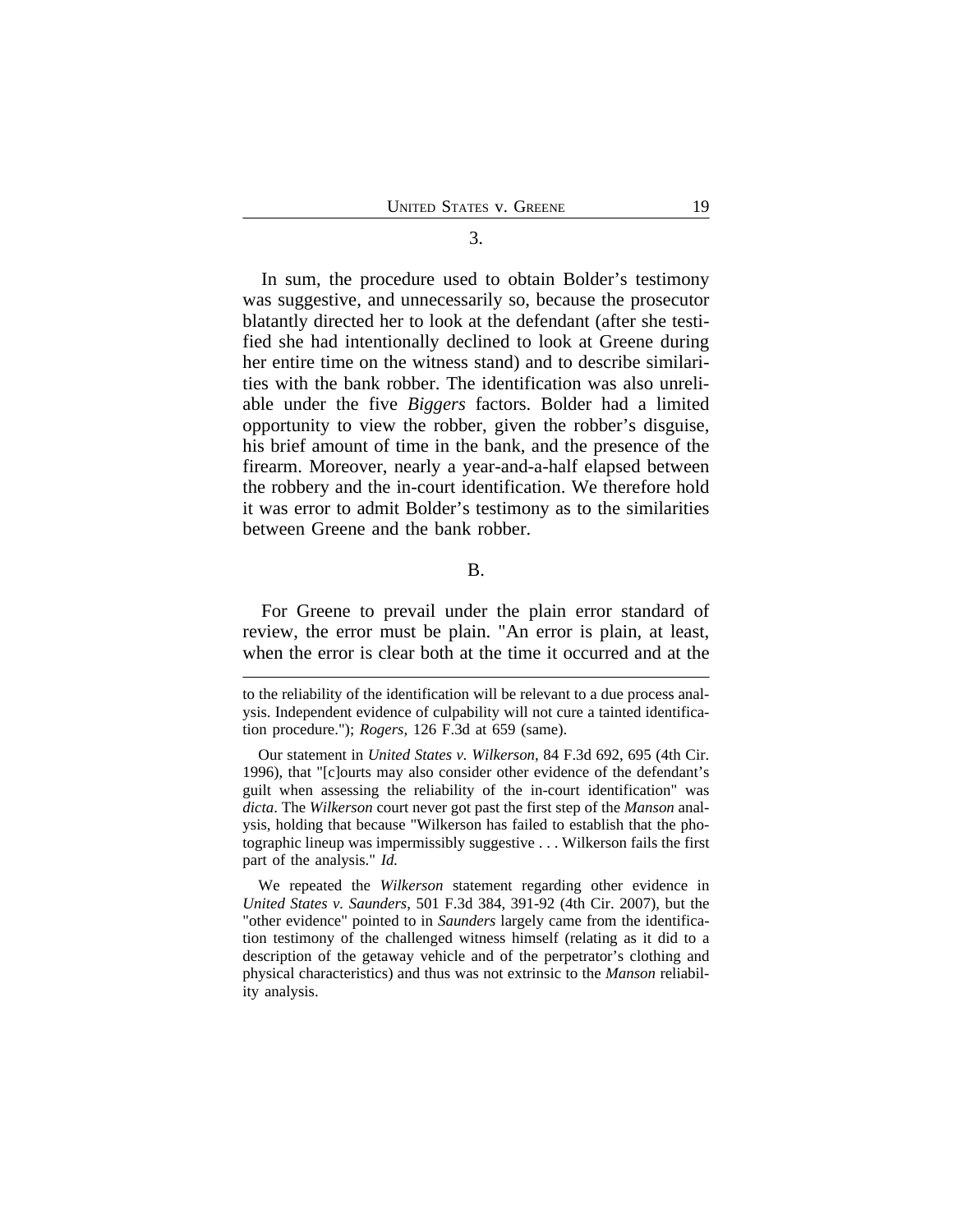### 3.

In sum, the procedure used to obtain Bolder's testimony was suggestive, and unnecessarily so, because the prosecutor blatantly directed her to look at the defendant (after she testified she had intentionally declined to look at Greene during her entire time on the witness stand) and to describe similarities with the bank robber. The identification was also unreliable under the five *Biggers* factors. Bolder had a limited opportunity to view the robber, given the robber's disguise, his brief amount of time in the bank, and the presence of the firearm. Moreover, nearly a year-and-a-half elapsed between the robbery and the in-court identification. We therefore hold it was error to admit Bolder's testimony as to the similarities between Greene and the bank robber.

## B.

For Greene to prevail under the plain error standard of review, the error must be plain. "An error is plain, at least, when the error is clear both at the time it occurred and at the

---

to the reliability of the identification will be relevant to a due process analysis. Independent evidence of culpability will not cure a tainted identification procedure."); *Rogers*, 126 F.3d at 659 (same).

Our statement in *United States v. Wilkerson*, 84 F.3d 692, 695 (4th Cir. 1996), that "[c]ourts may also consider other evidence of the defendant's guilt when assessing the reliability of the in-court identification" was *dicta*. The *Wilkerson* court never got past the first step of the *Manson* analysis, holding that because "Wilkerson has failed to establish that the photographic lineup was impermissibly suggestive . . . Wilkerson fails the first part of the analysis." *Id.*

We repeated the *Wilkerson* statement regarding other evidence in *United States v. Saunders*, 501 F.3d 384, 391-92 (4th Cir. 2007), but the "other evidence" pointed to in *Saunders* largely came from the identification testimony of the challenged witness himself (relating as it did to a description of the getaway vehicle and of the perpetrator's clothing and physical characteristics) and thus was not extrinsic to the *Manson* reliability analysis.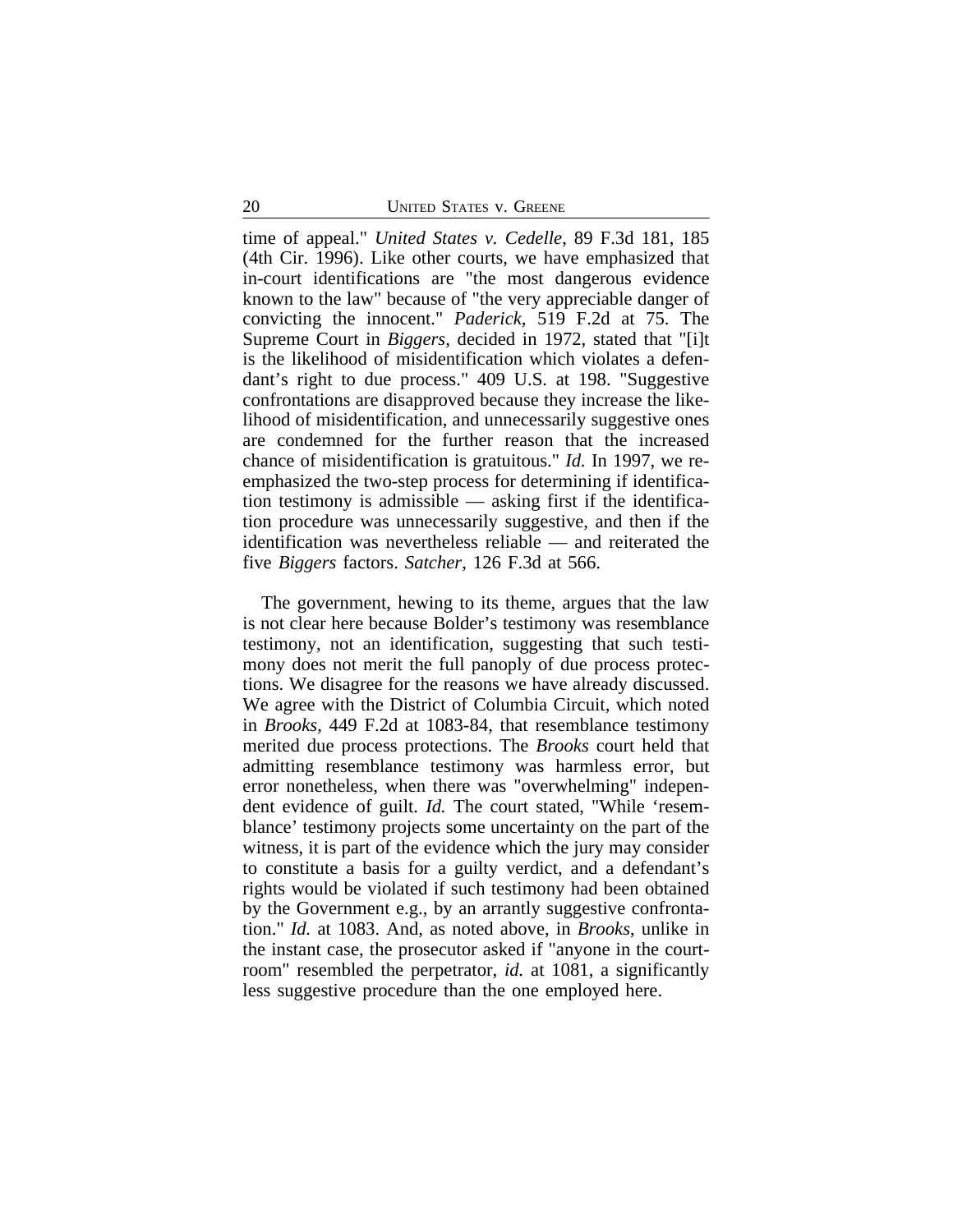time of appeal." *United States v. Cedelle*, 89 F.3d 181, 185 (4th Cir. 1996). Like other courts, we have emphasized that in-court identifications are "the most dangerous evidence known to the law" because of "the very appreciable danger of convicting the innocent." *Paderick*, 519 F.2d at 75. The Supreme Court in *Biggers*, decided in 1972, stated that "[i]t is the likelihood of misidentification which violates a defendant's right to due process." 409 U.S. at 198. "Suggestive confrontations are disapproved because they increase the likelihood of misidentification, and unnecessarily suggestive ones are condemned for the further reason that the increased chance of misidentification is gratuitous." *Id.* In 1997, we reemphasized the two-step process for determining if identification testimony is admissible — asking first if the identification procedure was unnecessarily suggestive, and then if the identification was nevertheless reliable — and reiterated the five *Biggers* factors. *Satcher*, 126 F.3d at 566.

The government, hewing to its theme, argues that the law is not clear here because Bolder's testimony was resemblance testimony, not an identification, suggesting that such testimony does not merit the full panoply of due process protections. We disagree for the reasons we have already discussed. We agree with the District of Columbia Circuit, which noted in *Brooks*, 449 F.2d at 1083-84, that resemblance testimony merited due process protections. The *Brooks* court held that admitting resemblance testimony was harmless error, but error nonetheless, when there was "overwhelming" independent evidence of guilt. *Id.* The court stated, "While 'resemblance' testimony projects some uncertainty on the part of the witness, it is part of the evidence which the jury may consider to constitute a basis for a guilty verdict, and a defendant's rights would be violated if such testimony had been obtained by the Government e.g., by an arrantly suggestive confrontation." *Id.* at 1083. And, as noted above, in *Brooks*, unlike in the instant case, the prosecutor asked if "anyone in the courtroom" resembled the perpetrator, *id.* at 1081, a significantly less suggestive procedure than the one employed here.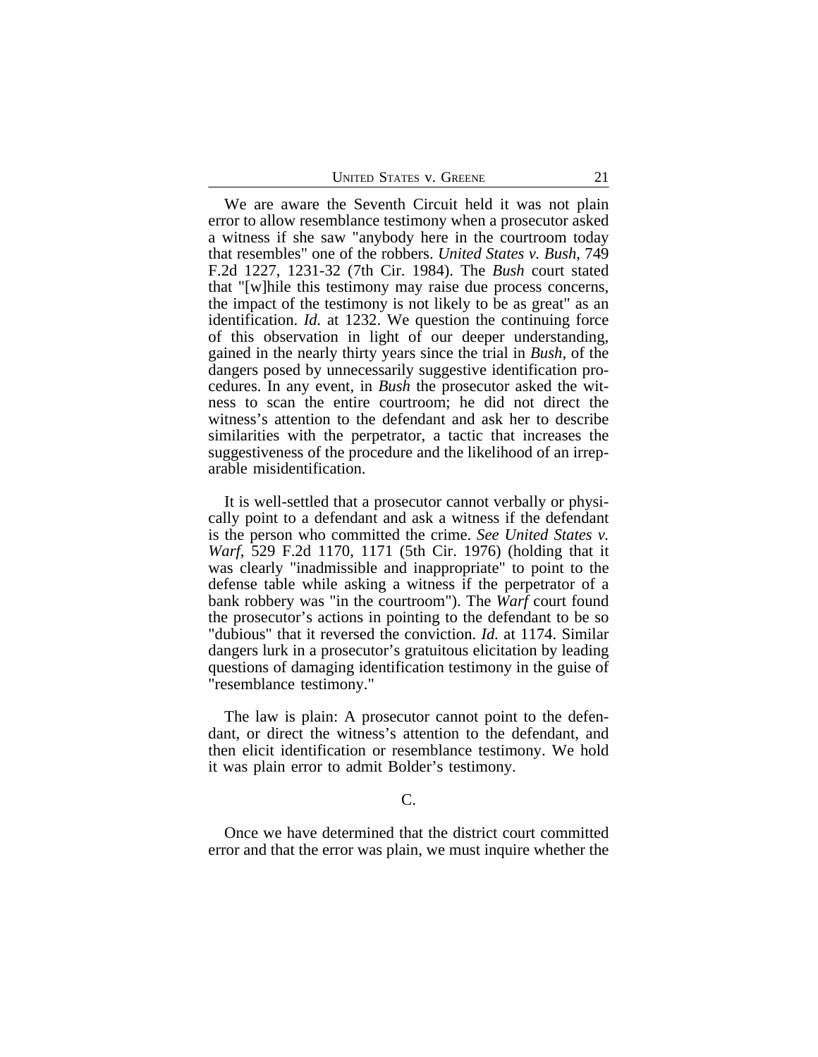We are aware the Seventh Circuit held it was not plain error to allow resemblance testimony when a prosecutor asked a witness if she saw "anybody here in the courtroom today that resembles" one of the robbers. *United States v. Bush*, 749 F.2d 1227, 1231-32 (7th Cir. 1984). The *Bush* court stated that "[w]hile this testimony may raise due process concerns, the impact of the testimony is not likely to be as great" as an identification. *Id.* at 1232. We question the continuing force of this observation in light of our deeper understanding, gained in the nearly thirty years since the trial in *Bush,* of the dangers posed by unnecessarily suggestive identification procedures. In any event, in *Bush* the prosecutor asked the witness to scan the entire courtroom; he did not direct the witness's attention to the defendant and ask her to describe similarities with the perpetrator, a tactic that increases the suggestiveness of the procedure and the likelihood of an irreparable misidentification.

It is well-settled that a prosecutor cannot verbally or physically point to a defendant and ask a witness if the defendant is the person who committed the crime. *See United States v. Warf*, 529 F.2d 1170, 1171 (5th Cir. 1976) (holding that it was clearly "inadmissible and inappropriate" to point to the defense table while asking a witness if the perpetrator of a bank robbery was "in the courtroom"). The *Warf* court found the prosecutor's actions in pointing to the defendant to be so "dubious" that it reversed the conviction. *Id.* at 1174. Similar dangers lurk in a prosecutor's gratuitous elicitation by leading questions of damaging identification testimony in the guise of "resemblance testimony."

The law is plain: A prosecutor cannot point to the defendant, or direct the witness's attention to the defendant, and then elicit identification or resemblance testimony. We hold it was plain error to admit Bolder's testimony.

C.

Once we have determined that the district court committed error and that the error was plain, we must inquire whether the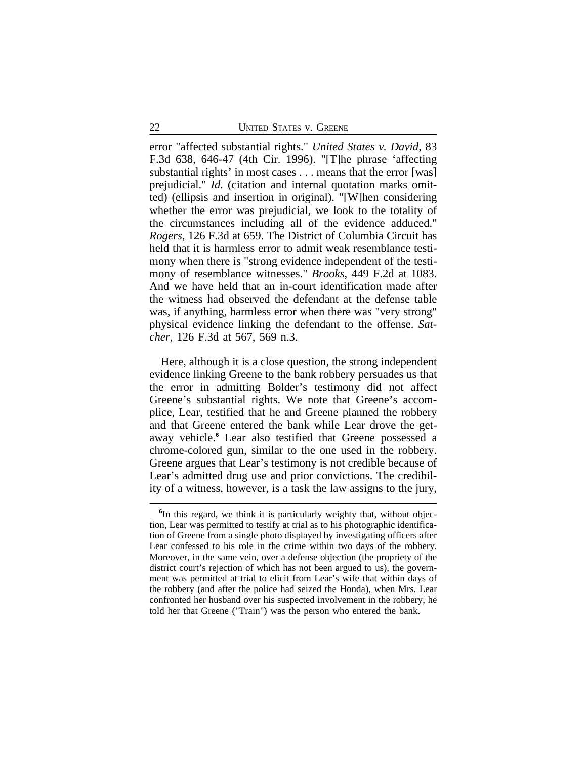error "affected substantial rights." *United States v. David*, 83 F.3d 638, 646-47 (4th Cir. 1996). "[T]he phrase 'affecting substantial rights' in most cases . . . means that the error [was] prejudicial." *Id.* (citation and internal quotation marks omitted) (ellipsis and insertion in original). "[W]hen considering whether the error was prejudicial, we look to the totality of the circumstances including all of the evidence adduced." *Rogers*, 126 F.3d at 659. The District of Columbia Circuit has held that it is harmless error to admit weak resemblance testimony when there is "strong evidence independent of the testimony of resemblance witnesses." *Brooks*, 449 F.2d at 1083. And we have held that an in-court identification made after the witness had observed the defendant at the defense table was, if anything, harmless error when there was "very strong" physical evidence linking the defendant to the offense. *Satcher*, 126 F.3d at 567, 569 n.3.

Here, although it is a close question, the strong independent evidence linking Greene to the bank robbery persuades us that the error in admitting Bolder's testimony did not affect Greene's substantial rights. We note that Greene's accomplice, Lear, testified that he and Greene planned the robbery and that Greene entered the bank while Lear drove the getaway vehicle.[6] Lear also testified that Greene possessed a chrome-colored gun, similar to the one used in the robbery. Greene argues that Lear's testimony is not credible because of Lear's admitted drug use and prior convictions. The credibility of a witness, however, is a task the law assigns to the jury,

[6]In this regard, we think it is particularly weighty that, without objection, Lear was permitted to testify at trial as to his photographic identification of Greene from a single photo displayed by investigating officers after Lear confessed to his role in the crime within two days of the robbery. Moreover, in the same vein, over a defense objection (the propriety of the district court's rejection of which has not been argued to us), the government was permitted at trial to elicit from Lear's wife that within days of the robbery (and after the police had seized the Honda), when Mrs. Lear confronted her husband over his suspected involvement in the robbery, he told her that Greene ("Train") was the person who entered the bank.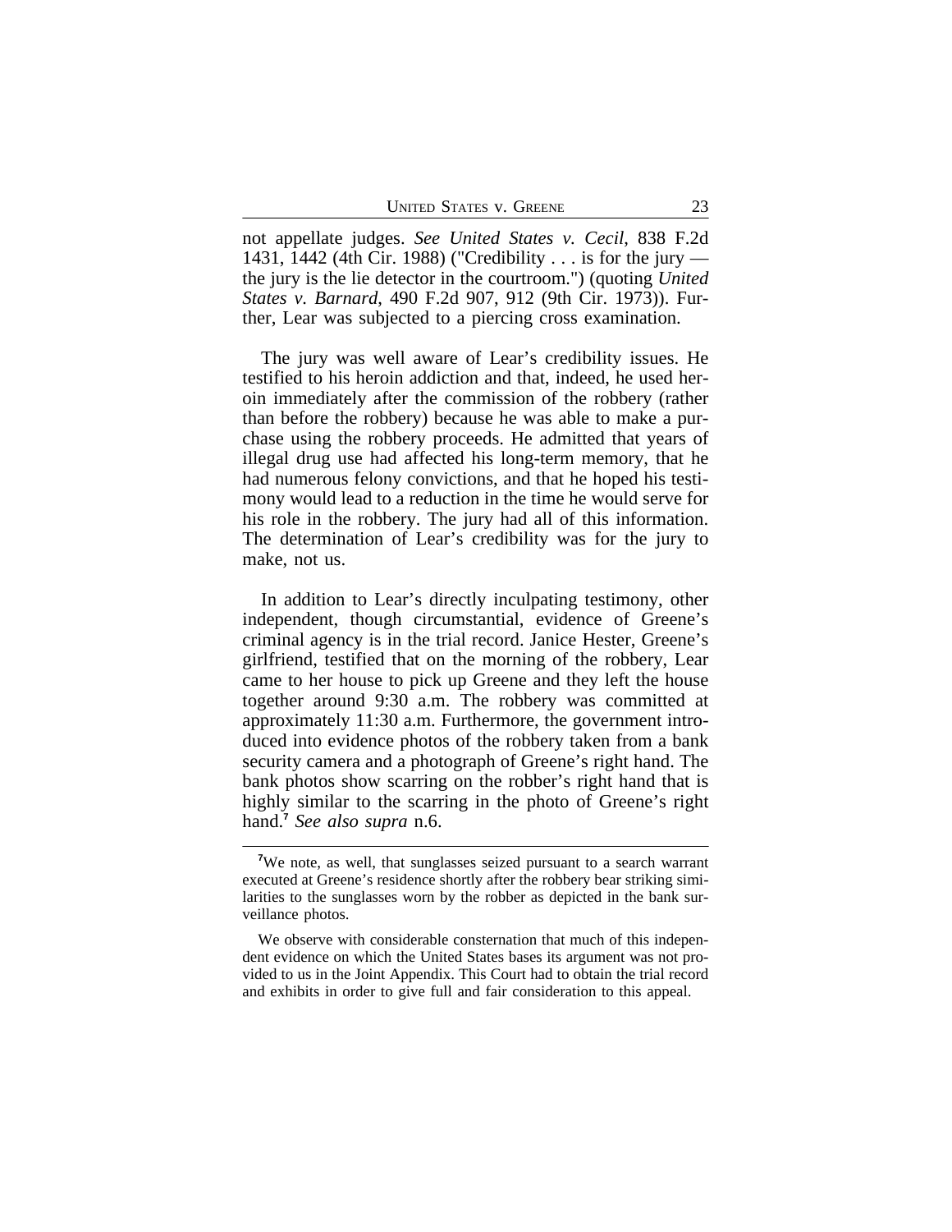not appellate judges. *See United States v. Cecil*, 838 F.2d 1431, 1442 (4th Cir. 1988) ("Credibility . . . is for the jury — the jury is the lie detector in the courtroom.") (quoting *United States v. Barnard*, 490 F.2d 907, 912 (9th Cir. 1973)). Further, Lear was subjected to a piercing cross examination.

The jury was well aware of Lear's credibility issues. He testified to his heroin addiction and that, indeed, he used heroin immediately after the commission of the robbery (rather than before the robbery) because he was able to make a purchase using the robbery proceeds. He admitted that years of illegal drug use had affected his long-term memory, that he had numerous felony convictions, and that he hoped his testimony would lead to a reduction in the time he would serve for his role in the robbery. The jury had all of this information. The determination of Lear's credibility was for the jury to make, not us.

In addition to Lear's directly inculpating testimony, other independent, though circumstantial, evidence of Greene's criminal agency is in the trial record. Janice Hester, Greene's girlfriend, testified that on the morning of the robbery, Lear came to her house to pick up Greene and they left the house together around 9:30 a.m. The robbery was committed at approximately 11:30 a.m. Furthermore, the government introduced into evidence photos of the robbery taken from a bank security camera and a photograph of Greene's right hand. The bank photos show scarring on the robber's right hand that is highly similar to the scarring in the photo of Greene's right hand.[7] *See also supra* n.6.

[7]We note, as well, that sunglasses seized pursuant to a search warrant executed at Greene's residence shortly after the robbery bear striking similarities to the sunglasses worn by the robber as depicted in the bank surveillance photos.

We observe with considerable consternation that much of this independent evidence on which the United States bases its argument was not provided to us in the Joint Appendix. This Court had to obtain the trial record and exhibits in order to give full and fair consideration to this appeal.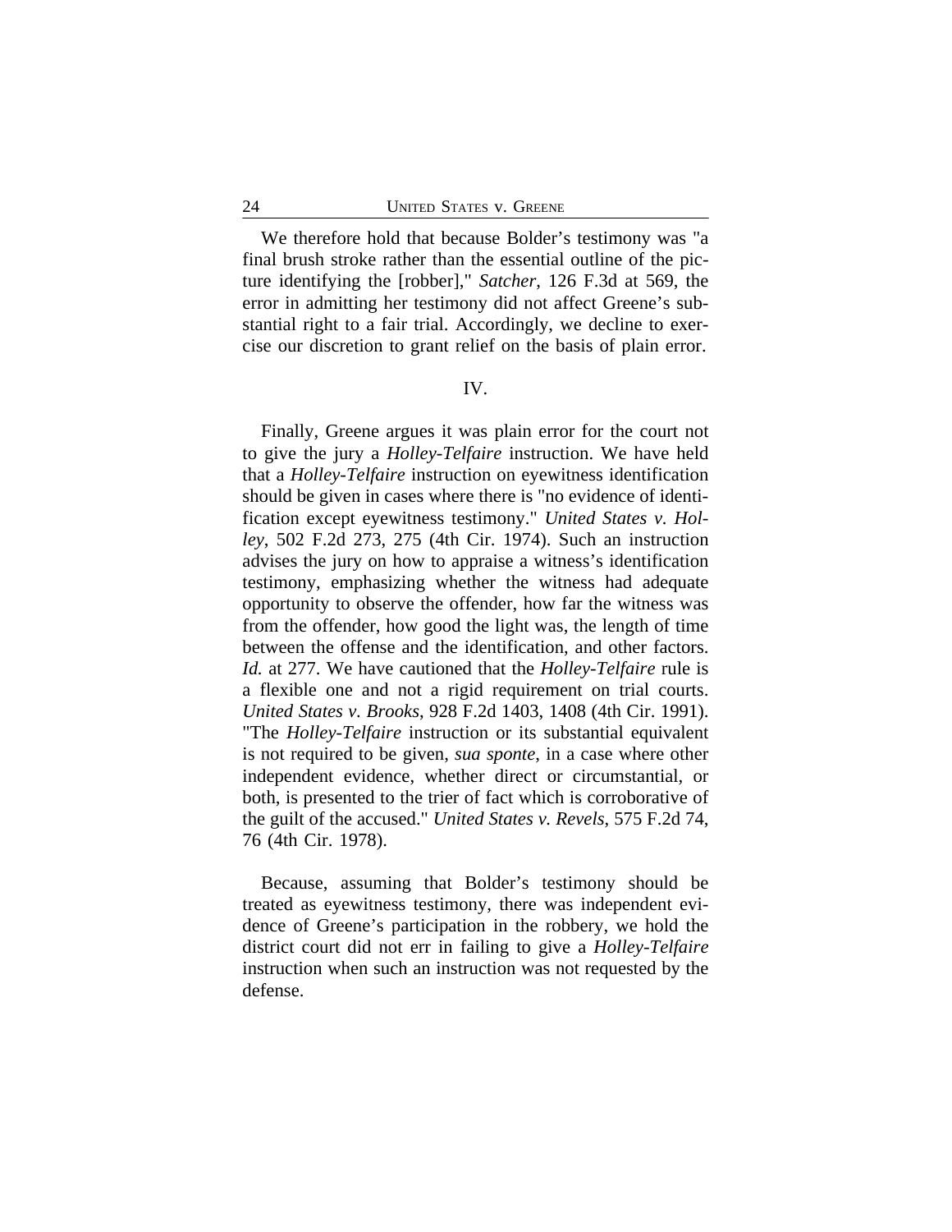We therefore hold that because Bolder's testimony was "a final brush stroke rather than the essential outline of the picture identifying the [robber]," *Satcher*, 126 F.3d at 569, the error in admitting her testimony did not affect Greene's substantial right to a fair trial. Accordingly, we decline to exercise our discretion to grant relief on the basis of plain error.

## IV.

Finally, Greene argues it was plain error for the court not to give the jury a *Holley-Telfaire* instruction. We have held that a *Holley-Telfaire* instruction on eyewitness identification should be given in cases where there is "no evidence of identification except eyewitness testimony." *United States v. Holley*, 502 F.2d 273, 275 (4th Cir. 1974). Such an instruction advises the jury on how to appraise a witness's identification testimony, emphasizing whether the witness had adequate opportunity to observe the offender, how far the witness was from the offender, how good the light was, the length of time between the offense and the identification, and other factors. *Id.* at 277. We have cautioned that the *Holley-Telfaire* rule is a flexible one and not a rigid requirement on trial courts. *United States v. Brooks*, 928 F.2d 1403, 1408 (4th Cir. 1991). "The *Holley-Telfaire* instruction or its substantial equivalent is not required to be given, *sua sponte*, in a case where other independent evidence, whether direct or circumstantial, or both, is presented to the trier of fact which is corroborative of the guilt of the accused." *United States v. Revels*, 575 F.2d 74, 76 (4th Cir. 1978).

Because, assuming that Bolder's testimony should be treated as eyewitness testimony, there was independent evidence of Greene's participation in the robbery, we hold the district court did not err in failing to give a *Holley-Telfaire* instruction when such an instruction was not requested by the defense.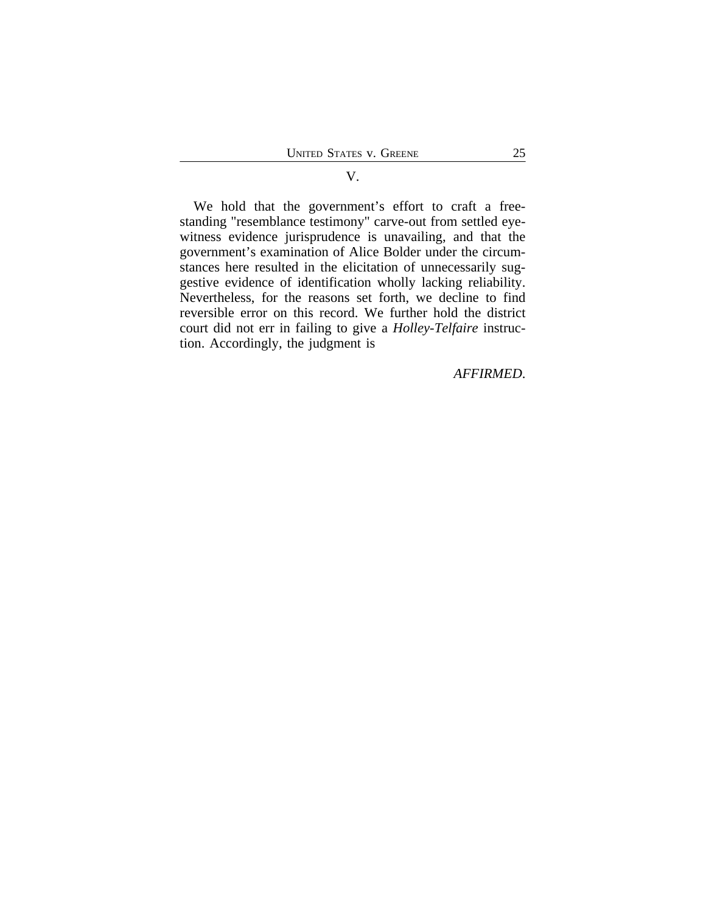## V.

We hold that the government's effort to craft a free-standing "resemblance testimony" carve-out from settled eyewitness evidence jurisprudence is unavailing, and that the government's examination of Alice Bolder under the circumstances here resulted in the elicitation of unnecessarily suggestive evidence of identification wholly lacking reliability. Nevertheless, for the reasons set forth, we decline to find reversible error on this record. We further hold the district court did not err in failing to give a *Holley-Telfaire* instruction. Accordingly, the judgment is

*AFFIRMED.*